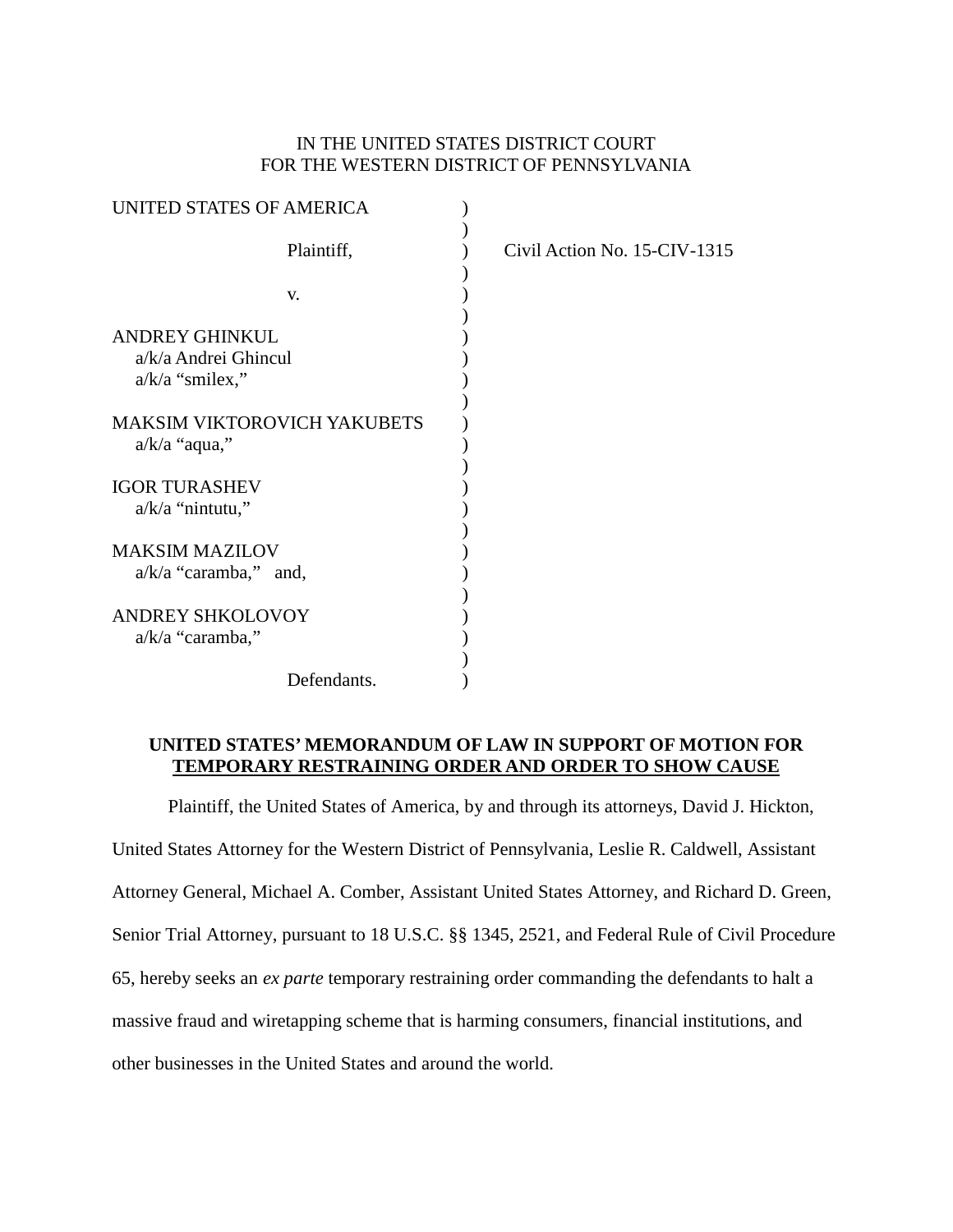IN THE UNITED STATES DISTRICT COURT
FOR THE WESTERN DISTRICT OF PENNSYLVANIA

UNITED STATES OF AMERICA )
)
Plaintiff, ) Civil Action No. 15-CIV-1315
)
v. )
)
ANDREY GHINKUL )
a/k/a Andrei Ghincul )
a/k/a "smilex," )
)
MAKSIM VIKTOROVICH YAKUBETS )
a/k/a "aqua," )
)
IGOR TURASHEV )
a/k/a "nintutu," )
)
MAKSIM MAZILOV )
a/k/a "caramba," and, )
)
ANDREY SHKOLOVOY )
a/k/a "caramba," )
)
Defendants. )

**UNITED STATES' MEMORANDUM OF LAW IN SUPPORT OF MOTION FOR TEMPORARY RESTRAINING ORDER AND ORDER TO SHOW CAUSE**

Plaintiff, the United States of America, by and through its attorneys, David J. Hickton, United States Attorney for the Western District of Pennsylvania, Leslie R. Caldwell, Assistant Attorney General, Michael A. Comber, Assistant United States Attorney, and Richard D. Green, Senior Trial Attorney, pursuant to 18 U.S.C. §§ 1345, 2521, and Federal Rule of Civil Procedure 65, hereby seeks an *ex parte* temporary restraining order commanding the defendants to halt a massive fraud and wiretapping scheme that is harming consumers, financial institutions, and other businesses in the United States and around the world.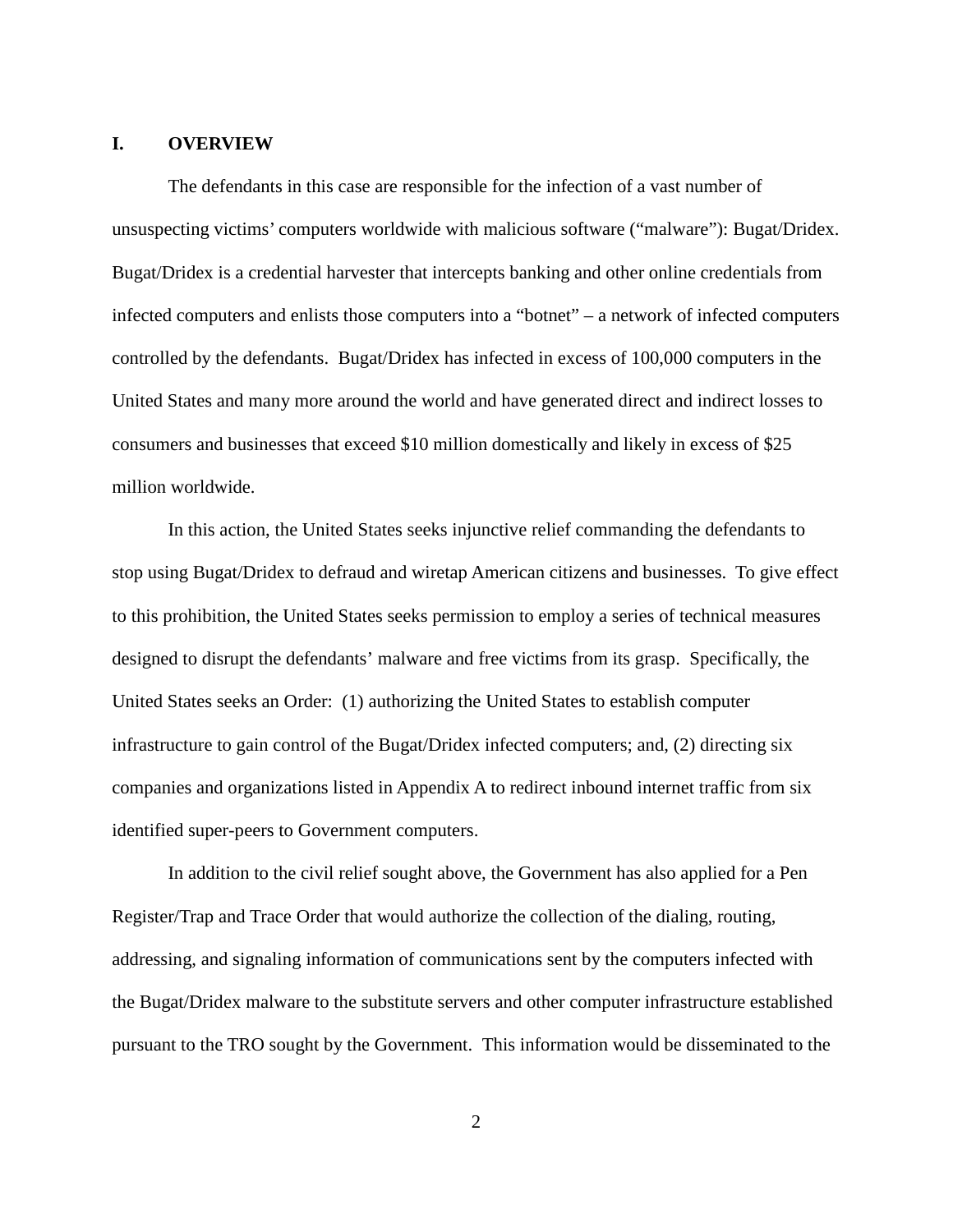## I. OVERVIEW

The defendants in this case are responsible for the infection of a vast number of unsuspecting victims' computers worldwide with malicious software ("malware"): Bugat/Dridex. Bugat/Dridex is a credential harvester that intercepts banking and other online credentials from infected computers and enlists those computers into a "botnet" – a network of infected computers controlled by the defendants. Bugat/Dridex has infected in excess of 100,000 computers in the United States and many more around the world and have generated direct and indirect losses to consumers and businesses that exceed $10 million domestically and likely in excess of $25 million worldwide.

In this action, the United States seeks injunctive relief commanding the defendants to stop using Bugat/Dridex to defraud and wiretap American citizens and businesses. To give effect to this prohibition, the United States seeks permission to employ a series of technical measures designed to disrupt the defendants' malware and free victims from its grasp. Specifically, the United States seeks an Order: (1) authorizing the United States to establish computer infrastructure to gain control of the Bugat/Dridex infected computers; and, (2) directing six companies and organizations listed in Appendix A to redirect inbound internet traffic from six identified super-peers to Government computers.

In addition to the civil relief sought above, the Government has also applied for a Pen Register/Trap and Trace Order that would authorize the collection of the dialing, routing, addressing, and signaling information of communications sent by the computers infected with the Bugat/Dridex malware to the substitute servers and other computer infrastructure established pursuant to the TRO sought by the Government. This information would be disseminated to the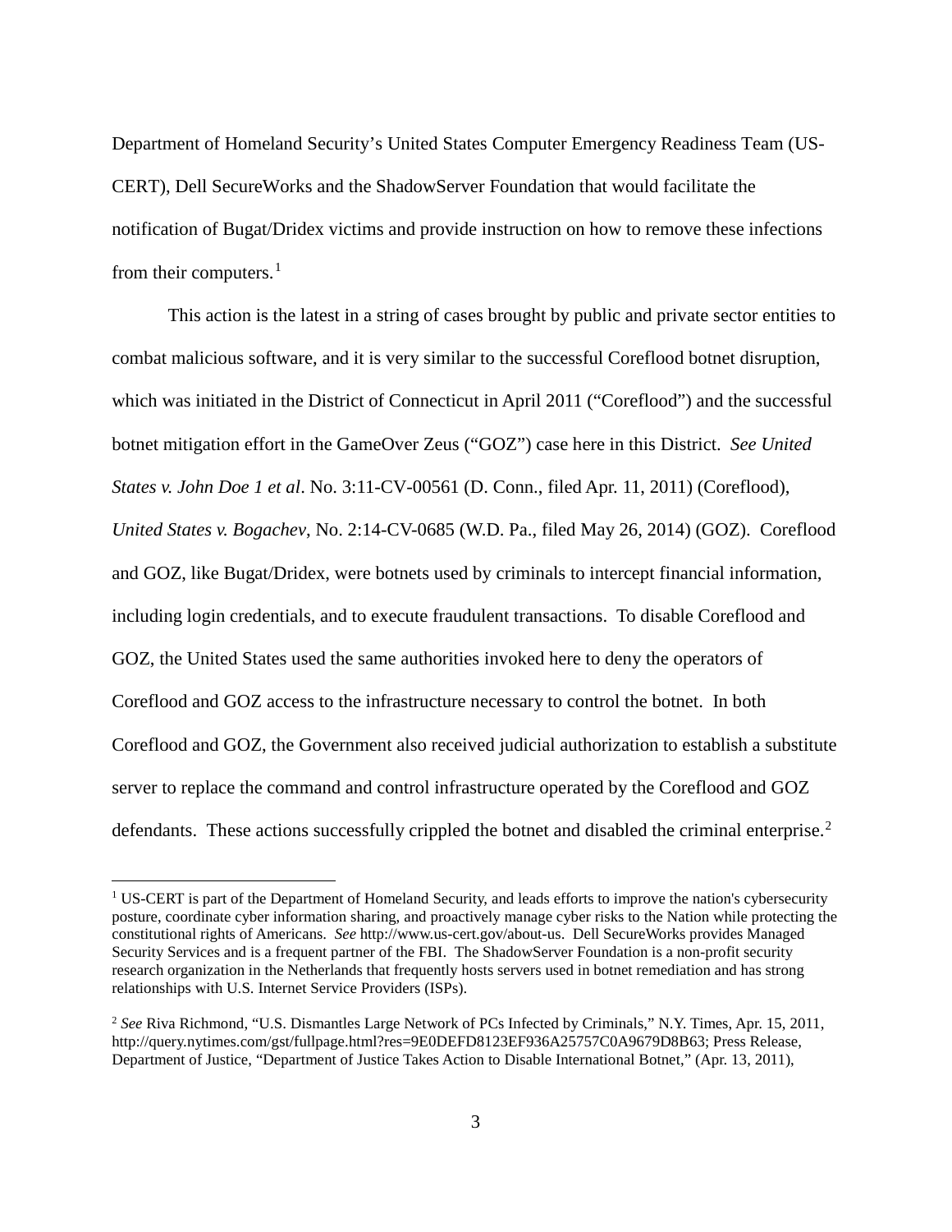Department of Homeland Security's United States Computer Emergency Readiness Team (US-CERT), Dell SecureWorks and the ShadowServer Foundation that would facilitate the notification of Bugat/Dridex victims and provide instruction on how to remove these infections from their computers.[1]

This action is the latest in a string of cases brought by public and private sector entities to combat malicious software, and it is very similar to the successful Coreflood botnet disruption, which was initiated in the District of Connecticut in April 2011 ("Coreflood") and the successful botnet mitigation effort in the GameOver Zeus ("GOZ") case here in this District. *See United States v. John Doe 1 et al*. No. 3:11-CV-00561 (D. Conn., filed Apr. 11, 2011) (Coreflood), *United States v. Bogachev*, No. 2:14-CV-0685 (W.D. Pa., filed May 26, 2014) (GOZ). Coreflood and GOZ, like Bugat/Dridex, were botnets used by criminals to intercept financial information, including login credentials, and to execute fraudulent transactions. To disable Coreflood and GOZ, the United States used the same authorities invoked here to deny the operators of Coreflood and GOZ access to the infrastructure necessary to control the botnet. In both Coreflood and GOZ, the Government also received judicial authorization to establish a substitute server to replace the command and control infrastructure operated by the Coreflood and GOZ defendants. These actions successfully crippled the botnet and disabled the criminal enterprise.[2]

---

[1] US-CERT is part of the Department of Homeland Security, and leads efforts to improve the nation's cybersecurity posture, coordinate cyber information sharing, and proactively manage cyber risks to the Nation while protecting the constitutional rights of Americans. *See* http://www.us-cert.gov/about-us. Dell SecureWorks provides Managed Security Services and is a frequent partner of the FBI. The ShadowServer Foundation is a non-profit security research organization in the Netherlands that frequently hosts servers used in botnet remediation and has strong relationships with U.S. Internet Service Providers (ISPs).

[2] *See* Riva Richmond, "U.S. Dismantles Large Network of PCs Infected by Criminals," N.Y. Times, Apr. 15, 2011, http://query.nytimes.com/gst/fullpage.html?res=9E0DEFD8123EF936A25757C0A9679D8B63; Press Release, Department of Justice, "Department of Justice Takes Action to Disable International Botnet," (Apr. 13, 2011),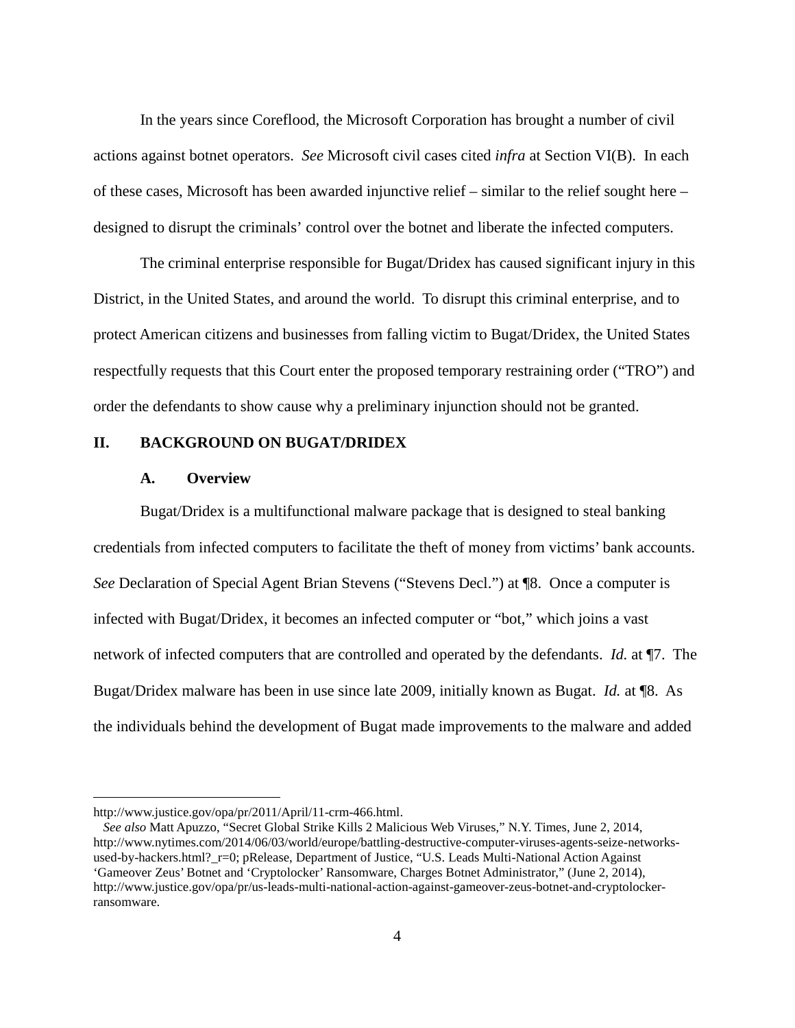In the years since Coreflood, the Microsoft Corporation has brought a number of civil actions against botnet operators. *See* Microsoft civil cases cited *infra* at Section VI(B). In each of these cases, Microsoft has been awarded injunctive relief – similar to the relief sought here – designed to disrupt the criminals' control over the botnet and liberate the infected computers.

The criminal enterprise responsible for Bugat/Dridex has caused significant injury in this District, in the United States, and around the world. To disrupt this criminal enterprise, and to protect American citizens and businesses from falling victim to Bugat/Dridex, the United States respectfully requests that this Court enter the proposed temporary restraining order ("TRO") and order the defendants to show cause why a preliminary injunction should not be granted.

## II. BACKGROUND ON BUGAT/DRIDEX

### A. Overview

Bugat/Dridex is a multifunctional malware package that is designed to steal banking credentials from infected computers to facilitate the theft of money from victims' bank accounts. *See* Declaration of Special Agent Brian Stevens ("Stevens Decl.") at ¶8. Once a computer is infected with Bugat/Dridex, it becomes an infected computer or "bot," which joins a vast network of infected computers that are controlled and operated by the defendants. *Id.* at ¶7. The Bugat/Dridex malware has been in use since late 2009, initially known as Bugat. *Id.* at ¶8. As the individuals behind the development of Bugat made improvements to the malware and added

---

http://www.justice.gov/opa/pr/2011/April/11-crm-466.html.

*See also* Matt Apuzzo, "Secret Global Strike Kills 2 Malicious Web Viruses," N.Y. Times, June 2, 2014, http://www.nytimes.com/2014/06/03/world/europe/battling-destructive-computer-viruses-agents-seize-networks-used-by-hackers.html?_r=0; pRelease, Department of Justice, "U.S. Leads Multi-National Action Against 'Gameover Zeus' Botnet and 'Cryptolocker' Ransomware, Charges Botnet Administrator," (June 2, 2014), http://www.justice.gov/opa/pr/us-leads-multi-national-action-against-gameover-zeus-botnet-and-cryptolocker-ransomware.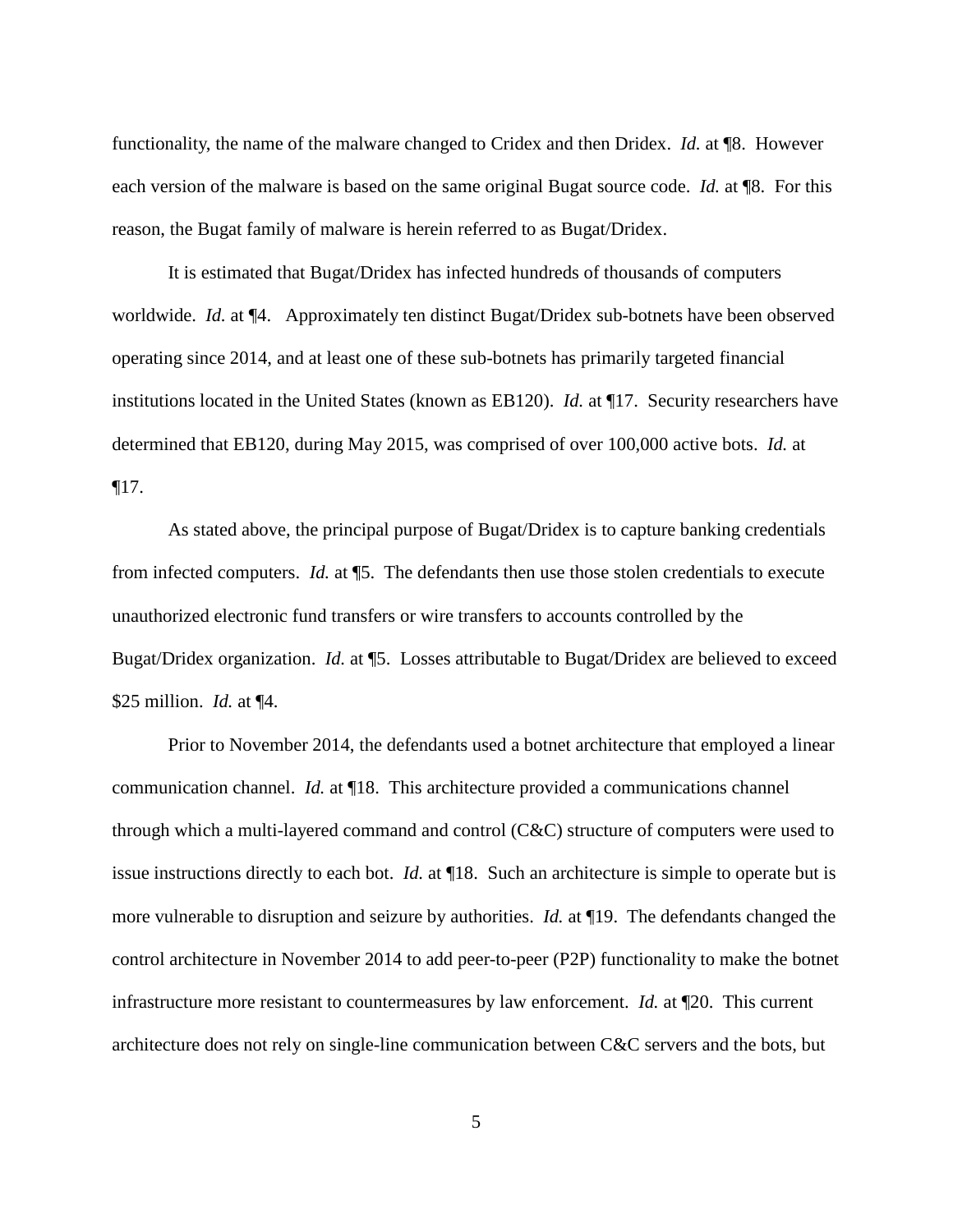functionality, the name of the malware changed to Cridex and then Dridex. *Id.* at ¶8. However each version of the malware is based on the same original Bugat source code. *Id.* at ¶8. For this reason, the Bugat family of malware is herein referred to as Bugat/Dridex.

It is estimated that Bugat/Dridex has infected hundreds of thousands of computers worldwide. *Id.* at ¶4. Approximately ten distinct Bugat/Dridex sub-botnets have been observed operating since 2014, and at least one of these sub-botnets has primarily targeted financial institutions located in the United States (known as EB120). *Id.* at ¶17. Security researchers have determined that EB120, during May 2015, was comprised of over 100,000 active bots. *Id.* at ¶17.

As stated above, the principal purpose of Bugat/Dridex is to capture banking credentials from infected computers. *Id.* at ¶5. The defendants then use those stolen credentials to execute unauthorized electronic fund transfers or wire transfers to accounts controlled by the Bugat/Dridex organization. *Id.* at ¶5. Losses attributable to Bugat/Dridex are believed to exceed $25 million. *Id.* at ¶4.

Prior to November 2014, the defendants used a botnet architecture that employed a linear communication channel. *Id.* at ¶18. This architecture provided a communications channel through which a multi-layered command and control (C&C) structure of computers were used to issue instructions directly to each bot. *Id.* at ¶18. Such an architecture is simple to operate but is more vulnerable to disruption and seizure by authorities. *Id.* at ¶19. The defendants changed the control architecture in November 2014 to add peer-to-peer (P2P) functionality to make the botnet infrastructure more resistant to countermeasures by law enforcement. *Id.* at ¶20. This current architecture does not rely on single-line communication between C&C servers and the bots, but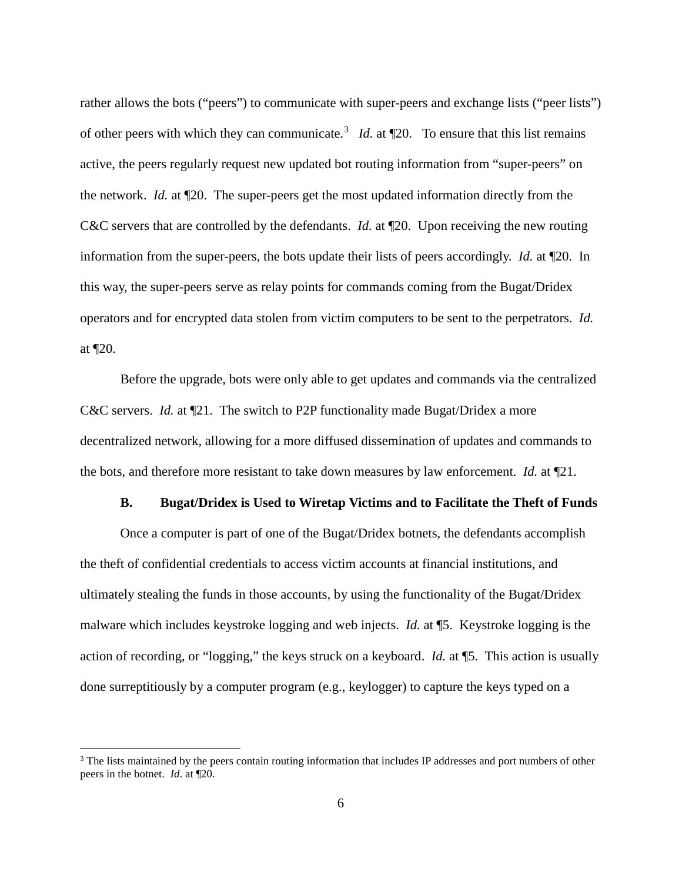rather allows the bots ("peers") to communicate with super-peers and exchange lists ("peer lists") of other peers with which they can communicate.[3] *Id.* at ¶20. To ensure that this list remains active, the peers regularly request new updated bot routing information from "super-peers" on the network. *Id.* at ¶20. The super-peers get the most updated information directly from the C&C servers that are controlled by the defendants. *Id.* at ¶20. Upon receiving the new routing information from the super-peers, the bots update their lists of peers accordingly. *Id.* at ¶20. In this way, the super-peers serve as relay points for commands coming from the Bugat/Dridex operators and for encrypted data stolen from victim computers to be sent to the perpetrators. *Id.* at ¶20.

Before the upgrade, bots were only able to get updates and commands via the centralized C&C servers. *Id.* at ¶21. The switch to P2P functionality made Bugat/Dridex a more decentralized network, allowing for a more diffused dissemination of updates and commands to the bots, and therefore more resistant to take down measures by law enforcement. *Id.* at ¶21.

### B. Bugat/Dridex is Used to Wiretap Victims and to Facilitate the Theft of Funds

Once a computer is part of one of the Bugat/Dridex botnets, the defendants accomplish the theft of confidential credentials to access victim accounts at financial institutions, and ultimately stealing the funds in those accounts, by using the functionality of the Bugat/Dridex malware which includes keystroke logging and web injects. *Id.* at ¶5. Keystroke logging is the action of recording, or "logging," the keys struck on a keyboard. *Id.* at ¶5. This action is usually done surreptitiously by a computer program (e.g., keylogger) to capture the keys typed on a

---

[3] The lists maintained by the peers contain routing information that includes IP addresses and port numbers of other peers in the botnet. *Id*. at ¶20.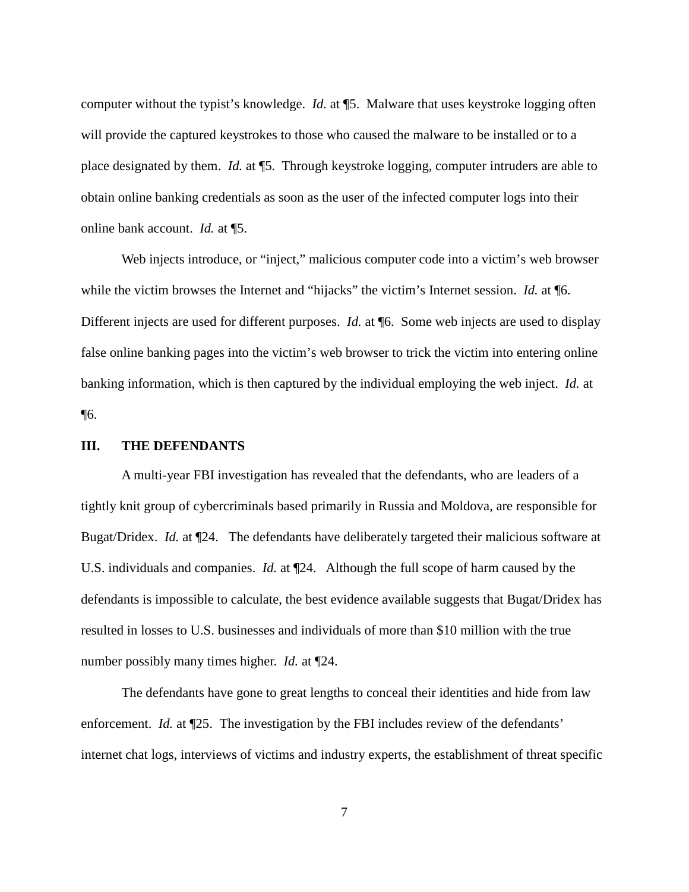computer without the typist's knowledge. *Id.* at ¶5. Malware that uses keystroke logging often will provide the captured keystrokes to those who caused the malware to be installed or to a place designated by them. *Id.* at ¶5. Through keystroke logging, computer intruders are able to obtain online banking credentials as soon as the user of the infected computer logs into their online bank account. *Id.* at ¶5.

Web injects introduce, or "inject," malicious computer code into a victim's web browser while the victim browses the Internet and "hijacks" the victim's Internet session. *Id.* at ¶6. Different injects are used for different purposes. *Id.* at ¶6. Some web injects are used to display false online banking pages into the victim's web browser to trick the victim into entering online banking information, which is then captured by the individual employing the web inject. *Id.* at ¶6.

## III. THE DEFENDANTS

A multi-year FBI investigation has revealed that the defendants, who are leaders of a tightly knit group of cybercriminals based primarily in Russia and Moldova, are responsible for Bugat/Dridex. *Id.* at ¶24. The defendants have deliberately targeted their malicious software at U.S. individuals and companies. *Id.* at ¶24. Although the full scope of harm caused by the defendants is impossible to calculate, the best evidence available suggests that Bugat/Dridex has resulted in losses to U.S. businesses and individuals of more than $10 million with the true number possibly many times higher. *Id.* at ¶24.

The defendants have gone to great lengths to conceal their identities and hide from law enforcement. *Id.* at ¶25. The investigation by the FBI includes review of the defendants' internet chat logs, interviews of victims and industry experts, the establishment of threat specific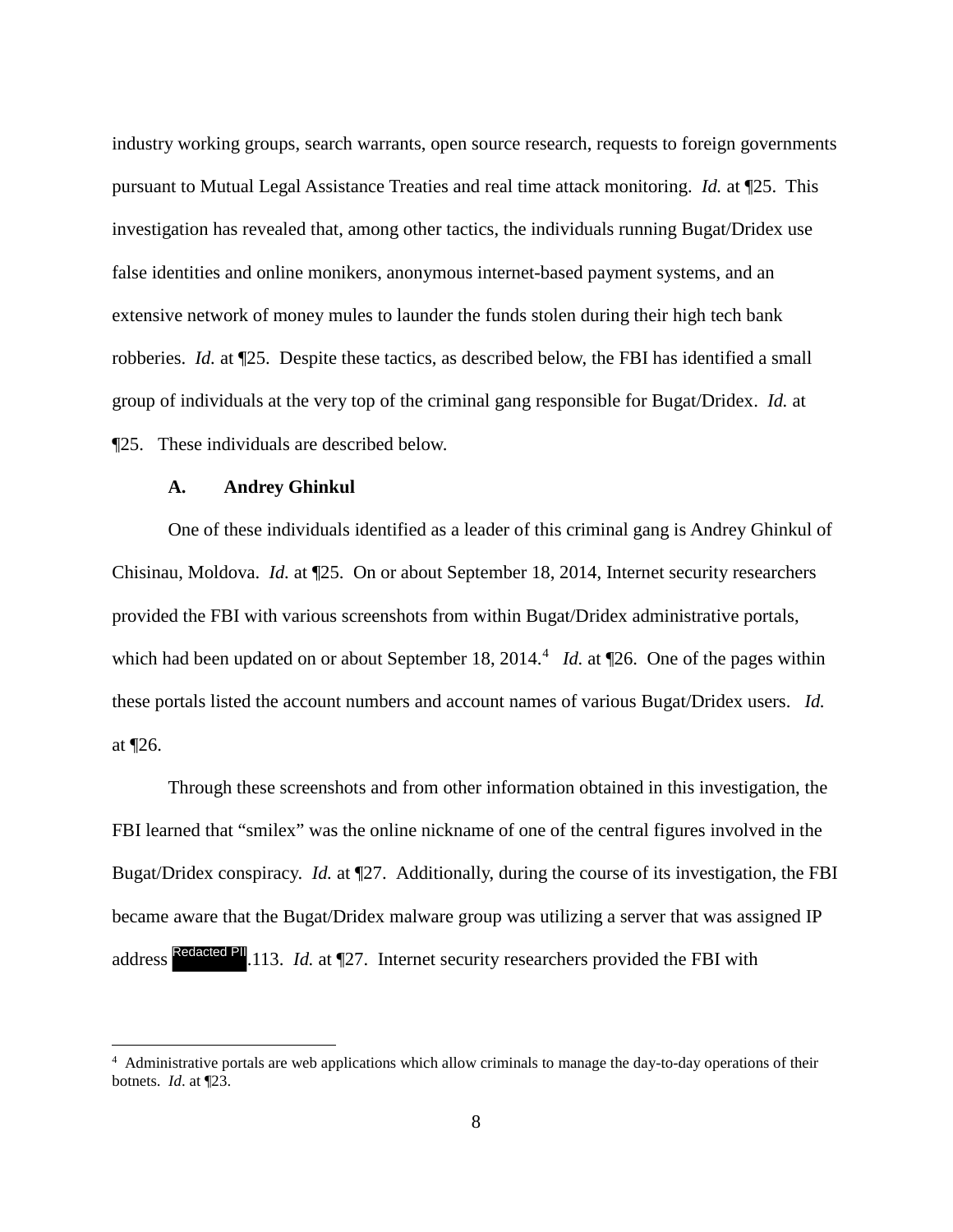industry working groups, search warrants, open source research, requests to foreign governments pursuant to Mutual Legal Assistance Treaties and real time attack monitoring. *Id.* at ¶25. This investigation has revealed that, among other tactics, the individuals running Bugat/Dridex use false identities and online monikers, anonymous internet-based payment systems, and an extensive network of money mules to launder the funds stolen during their high tech bank robberies. *Id.* at ¶25. Despite these tactics, as described below, the FBI has identified a small group of individuals at the very top of the criminal gang responsible for Bugat/Dridex. *Id.* at ¶25. These individuals are described below.

**A. Andrey Ghinkul**

One of these individuals identified as a leader of this criminal gang is Andrey Ghinkul of Chisinau, Moldova. *Id.* at ¶25. On or about September 18, 2014, Internet security researchers provided the FBI with various screenshots from within Bugat/Dridex administrative portals, which had been updated on or about September 18, 2014.[4] *Id.* at ¶26. One of the pages within these portals listed the account numbers and account names of various Bugat/Dridex users. *Id.* at ¶26.

Through these screenshots and from other information obtained in this investigation, the FBI learned that "smilex" was the online nickname of one of the central figures involved in the Bugat/Dridex conspiracy. *Id.* at ¶27. Additionally, during the course of its investigation, the FBI became aware that the Bugat/Dridex malware group was utilizing a server that was assigned IP address [Redacted PII].113. *Id.* at ¶27. Internet security researchers provided the FBI with

[4] Administrative portals are web applications which allow criminals to manage the day-to-day operations of their botnets. *Id*. at ¶23.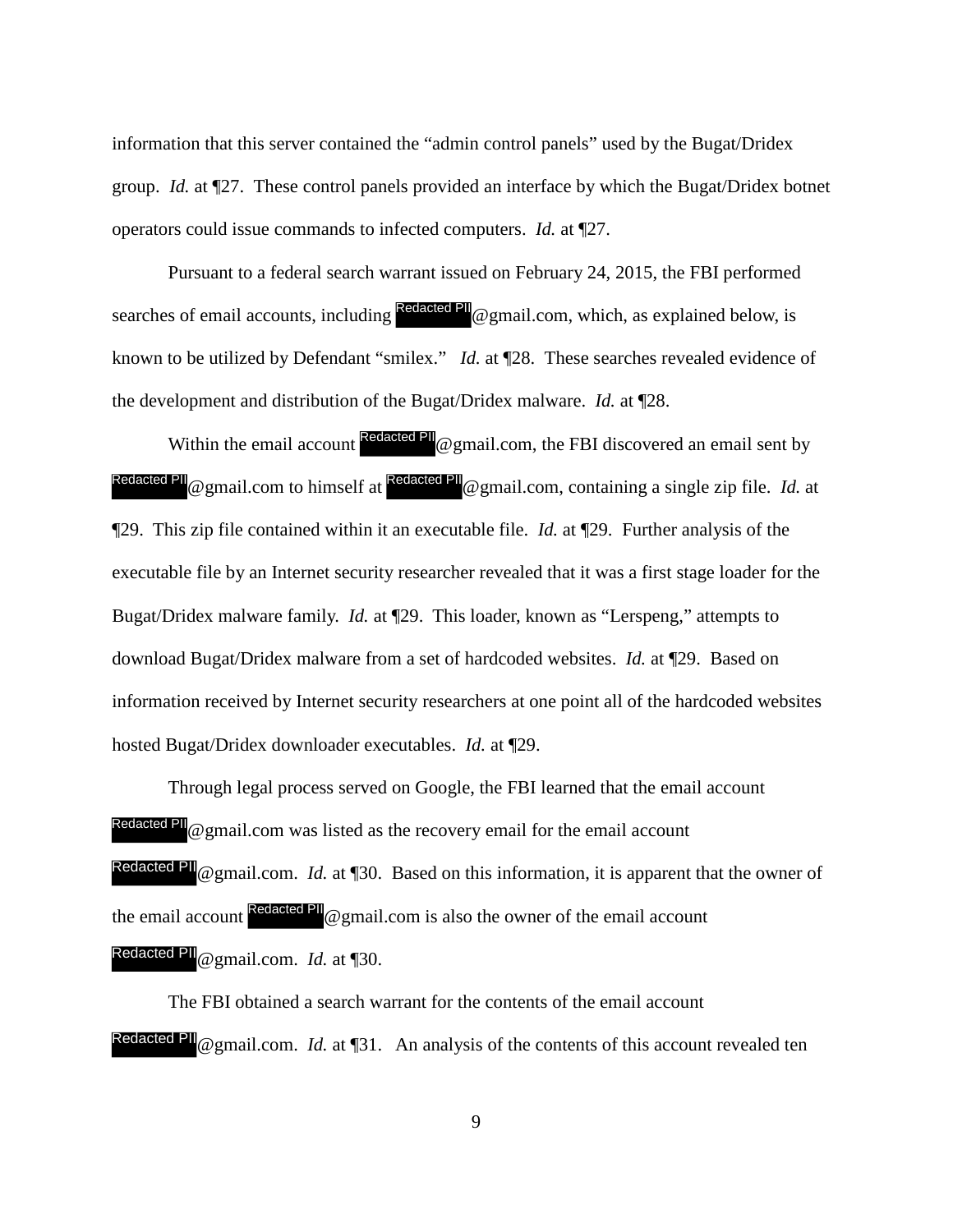information that this server contained the "admin control panels" used by the Bugat/Dridex group. *Id.* at ¶27. These control panels provided an interface by which the Bugat/Dridex botnet operators could issue commands to infected computers. *Id.* at ¶27.

Pursuant to a federal search warrant issued on February 24, 2015, the FBI performed searches of email accounts, including Redacted PII@gmail.com, which, as explained below, is known to be utilized by Defendant "smilex." *Id.* at ¶28. These searches revealed evidence of the development and distribution of the Bugat/Dridex malware. *Id.* at ¶28.

Within the email account Redacted PII@gmail.com, the FBI discovered an email sent by Redacted PII@gmail.com to himself at Redacted PII@gmail.com, containing a single zip file. *Id.* at ¶29. This zip file contained within it an executable file. *Id.* at ¶29. Further analysis of the executable file by an Internet security researcher revealed that it was a first stage loader for the Bugat/Dridex malware family. *Id.* at ¶29. This loader, known as "Lerspeng," attempts to download Bugat/Dridex malware from a set of hardcoded websites. *Id.* at ¶29. Based on information received by Internet security researchers at one point all of the hardcoded websites hosted Bugat/Dridex downloader executables. *Id.* at ¶29.

Through legal process served on Google, the FBI learned that the email account Redacted PII@gmail.com was listed as the recovery email for the email account Redacted PII@gmail.com. *Id.* at ¶30. Based on this information, it is apparent that the owner of the email account Redacted PII@gmail.com is also the owner of the email account Redacted PII@gmail.com. *Id.* at ¶30.

The FBI obtained a search warrant for the contents of the email account Redacted PII@gmail.com. *Id.* at ¶31. An analysis of the contents of this account revealed ten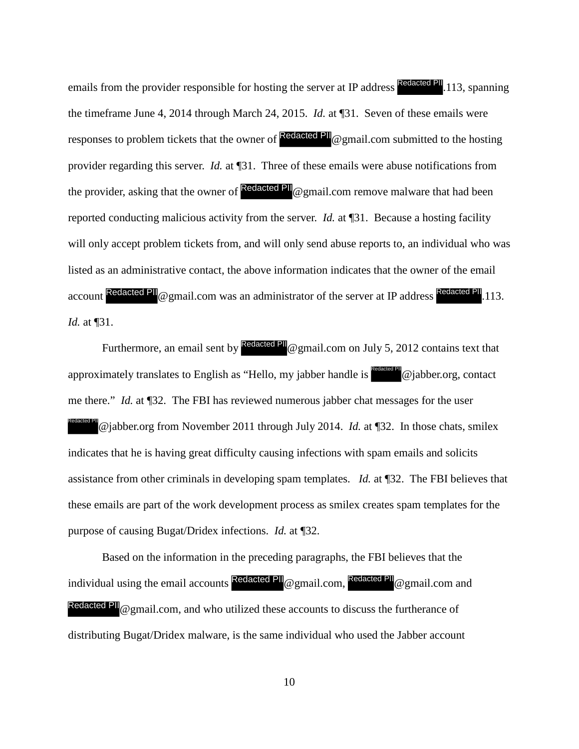emails from the provider responsible for hosting the server at IP address Redacted PII.113, spanning the timeframe June 4, 2014 through March 24, 2015. *Id.* at ¶31. Seven of these emails were responses to problem tickets that the owner of Redacted PII@gmail.com submitted to the hosting provider regarding this server. *Id.* at ¶31. Three of these emails were abuse notifications from the provider, asking that the owner of Redacted PII@gmail.com remove malware that had been reported conducting malicious activity from the server. *Id.* at ¶31. Because a hosting facility will only accept problem tickets from, and will only send abuse reports to, an individual who was listed as an administrative contact, the above information indicates that the owner of the email account Redacted PII@gmail.com was an administrator of the server at IP address Redacted PII.113. *Id.* at ¶31.

Furthermore, an email sent by Redacted PII@gmail.com on July 5, 2012 contains text that approximately translates to English as "Hello, my jabber handle is Redacted PII@jabber.org, contact me there." *Id.* at ¶32. The FBI has reviewed numerous jabber chat messages for the user Redacted PII@jabber.org from November 2011 through July 2014. *Id.* at ¶32. In those chats, smilex indicates that he is having great difficulty causing infections with spam emails and solicits assistance from other criminals in developing spam templates. *Id.* at ¶32. The FBI believes that these emails are part of the work development process as smilex creates spam templates for the purpose of causing Bugat/Dridex infections. *Id.* at ¶32.

Based on the information in the preceding paragraphs, the FBI believes that the individual using the email accounts Redacted PII@gmail.com, Redacted PII@gmail.com and Redacted PII@gmail.com, and who utilized these accounts to discuss the furtherance of distributing Bugat/Dridex malware, is the same individual who used the Jabber account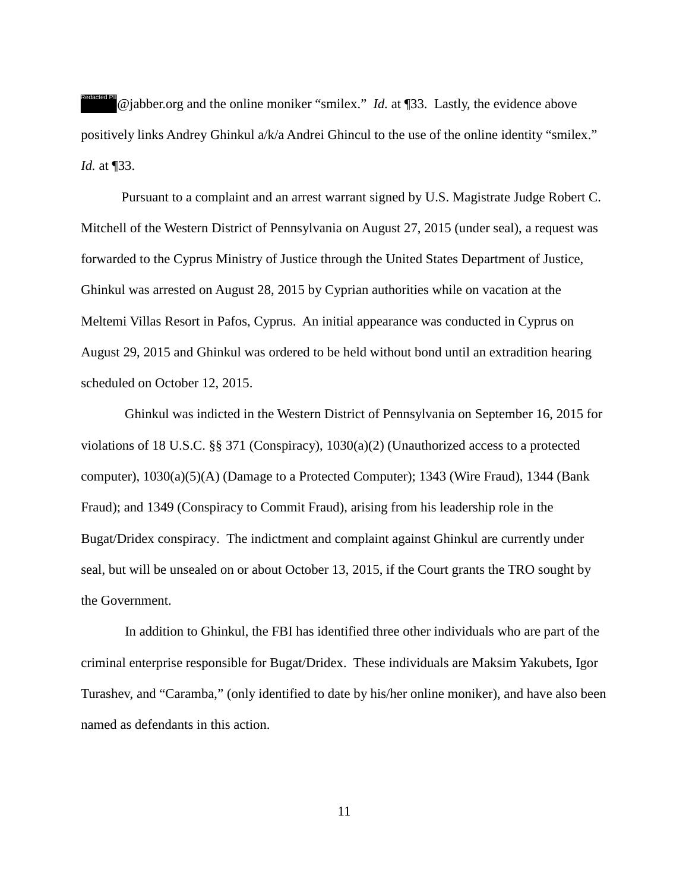Redacted PII@jabber.org and the online moniker "smilex." *Id.* at ¶33. Lastly, the evidence above positively links Andrey Ghinkul a/k/a Andrei Ghincul to the use of the online identity "smilex." *Id.* at ¶33.

Pursuant to a complaint and an arrest warrant signed by U.S. Magistrate Judge Robert C. Mitchell of the Western District of Pennsylvania on August 27, 2015 (under seal), a request was forwarded to the Cyprus Ministry of Justice through the United States Department of Justice, Ghinkul was arrested on August 28, 2015 by Cyprian authorities while on vacation at the Meltemi Villas Resort in Pafos, Cyprus. An initial appearance was conducted in Cyprus on August 29, 2015 and Ghinkul was ordered to be held without bond until an extradition hearing scheduled on October 12, 2015.

Ghinkul was indicted in the Western District of Pennsylvania on September 16, 2015 for violations of 18 U.S.C. §§ 371 (Conspiracy), 1030(a)(2) (Unauthorized access to a protected computer), 1030(a)(5)(A) (Damage to a Protected Computer); 1343 (Wire Fraud), 1344 (Bank Fraud); and 1349 (Conspiracy to Commit Fraud), arising from his leadership role in the Bugat/Dridex conspiracy. The indictment and complaint against Ghinkul are currently under seal, but will be unsealed on or about October 13, 2015, if the Court grants the TRO sought by the Government.

In addition to Ghinkul, the FBI has identified three other individuals who are part of the criminal enterprise responsible for Bugat/Dridex. These individuals are Maksim Yakubets, Igor Turashev, and "Caramba," (only identified to date by his/her online moniker), and have also been named as defendants in this action.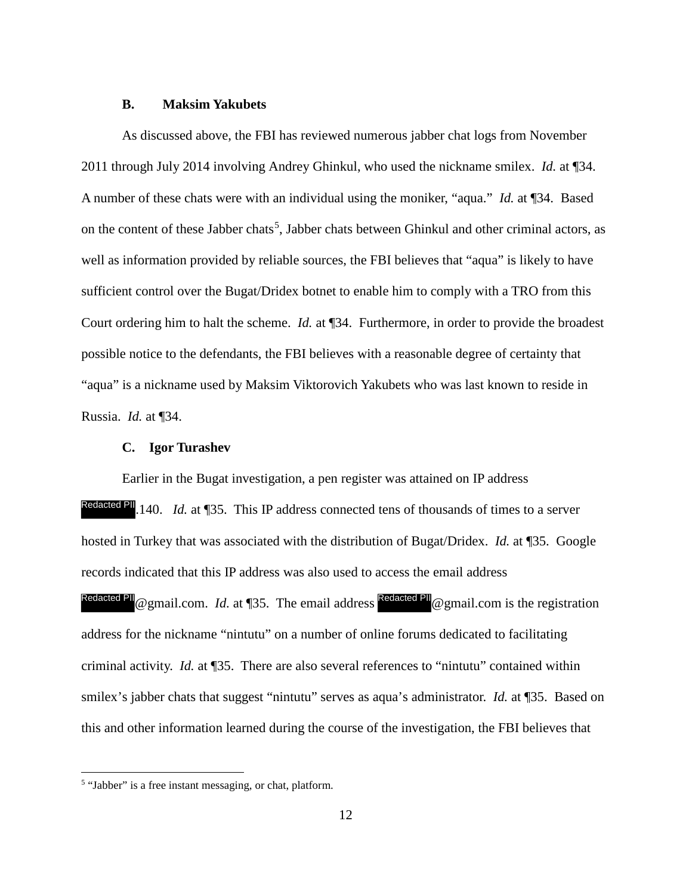### B. Maksim Yakubets

As discussed above, the FBI has reviewed numerous jabber chat logs from November 2011 through July 2014 involving Andrey Ghinkul, who used the nickname smilex. *Id.* at ¶34. A number of these chats were with an individual using the moniker, "aqua." *Id.* at ¶34. Based on the content of these Jabber chats[5], Jabber chats between Ghinkul and other criminal actors, as well as information provided by reliable sources, the FBI believes that "aqua" is likely to have sufficient control over the Bugat/Dridex botnet to enable him to comply with a TRO from this Court ordering him to halt the scheme. *Id.* at ¶34. Furthermore, in order to provide the broadest possible notice to the defendants, the FBI believes with a reasonable degree of certainty that "aqua" is a nickname used by Maksim Viktorovich Yakubets who was last known to reside in Russia. *Id.* at ¶34.

### C. Igor Turashev

Earlier in the Bugat investigation, a pen register was attained on IP address Redacted PII.140. *Id.* at ¶35. This IP address connected tens of thousands of times to a server hosted in Turkey that was associated with the distribution of Bugat/Dridex. *Id.* at ¶35. Google records indicated that this IP address was also used to access the email address Redacted PII@gmail.com. *Id.* at ¶35. The email address Redacted PII@gmail.com is the registration address for the nickname "nintutu" on a number of online forums dedicated to facilitating criminal activity. *Id.* at ¶35. There are also several references to "nintutu" contained within smilex's jabber chats that suggest "nintutu" serves as aqua's administrator. *Id.* at ¶35. Based on this and other information learned during the course of the investigation, the FBI believes that

[5] "Jabber" is a free instant messaging, or chat, platform.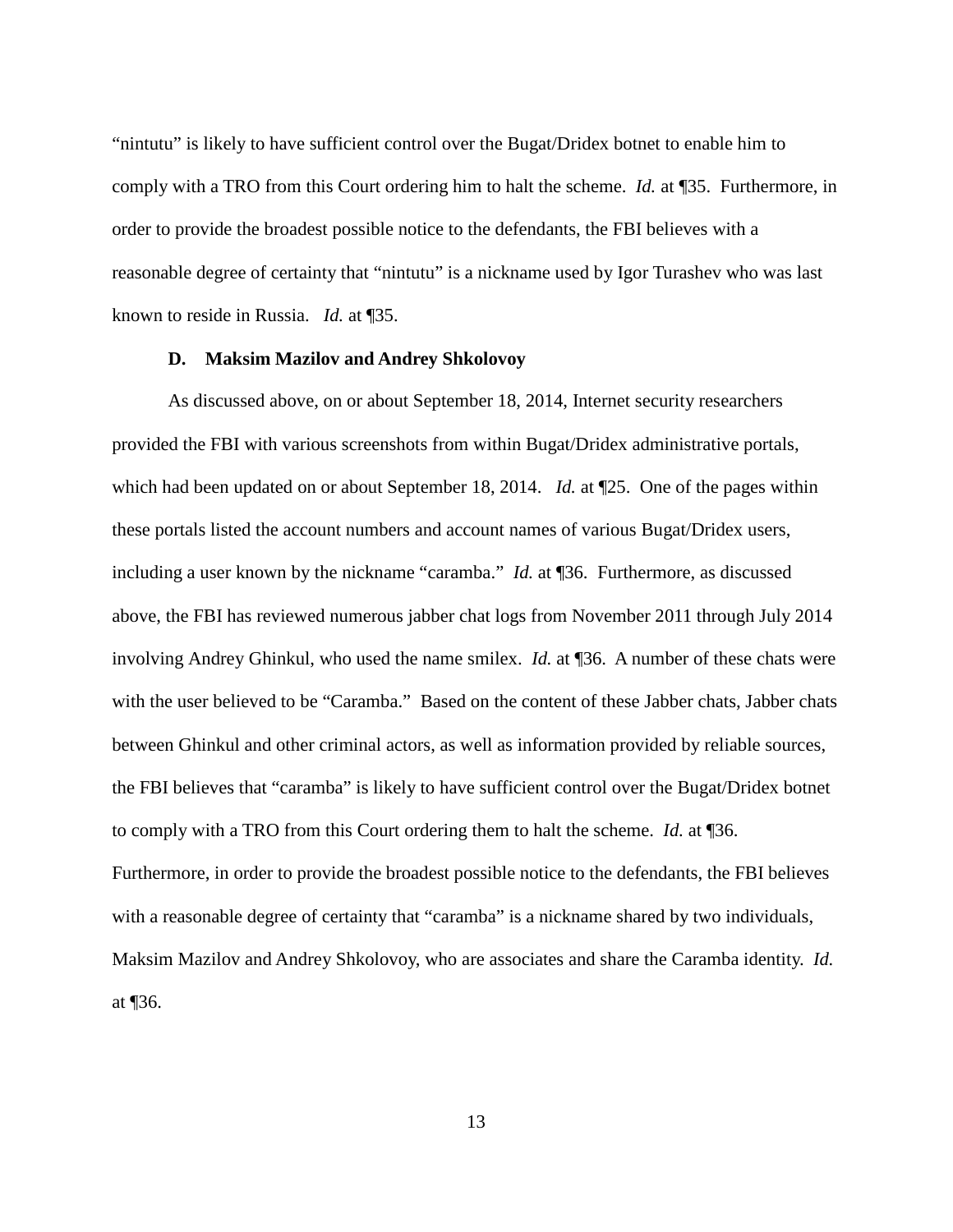"nintutu" is likely to have sufficient control over the Bugat/Dridex botnet to enable him to comply with a TRO from this Court ordering him to halt the scheme. *Id.* at ¶35. Furthermore, in order to provide the broadest possible notice to the defendants, the FBI believes with a reasonable degree of certainty that "nintutu" is a nickname used by Igor Turashev who was last known to reside in Russia. *Id.* at ¶35.

**D. Maksim Mazilov and Andrey Shkolovoy**

As discussed above, on or about September 18, 2014, Internet security researchers provided the FBI with various screenshots from within Bugat/Dridex administrative portals, which had been updated on or about September 18, 2014. *Id.* at ¶25. One of the pages within these portals listed the account numbers and account names of various Bugat/Dridex users, including a user known by the nickname "caramba." *Id.* at ¶36. Furthermore, as discussed above, the FBI has reviewed numerous jabber chat logs from November 2011 through July 2014 involving Andrey Ghinkul, who used the name smilex. *Id.* at ¶36. A number of these chats were with the user believed to be "Caramba." Based on the content of these Jabber chats, Jabber chats between Ghinkul and other criminal actors, as well as information provided by reliable sources, the FBI believes that "caramba" is likely to have sufficient control over the Bugat/Dridex botnet to comply with a TRO from this Court ordering them to halt the scheme. *Id.* at ¶36. Furthermore, in order to provide the broadest possible notice to the defendants, the FBI believes with a reasonable degree of certainty that "caramba" is a nickname shared by two individuals, Maksim Mazilov and Andrey Shkolovoy, who are associates and share the Caramba identity. *Id.* at ¶36.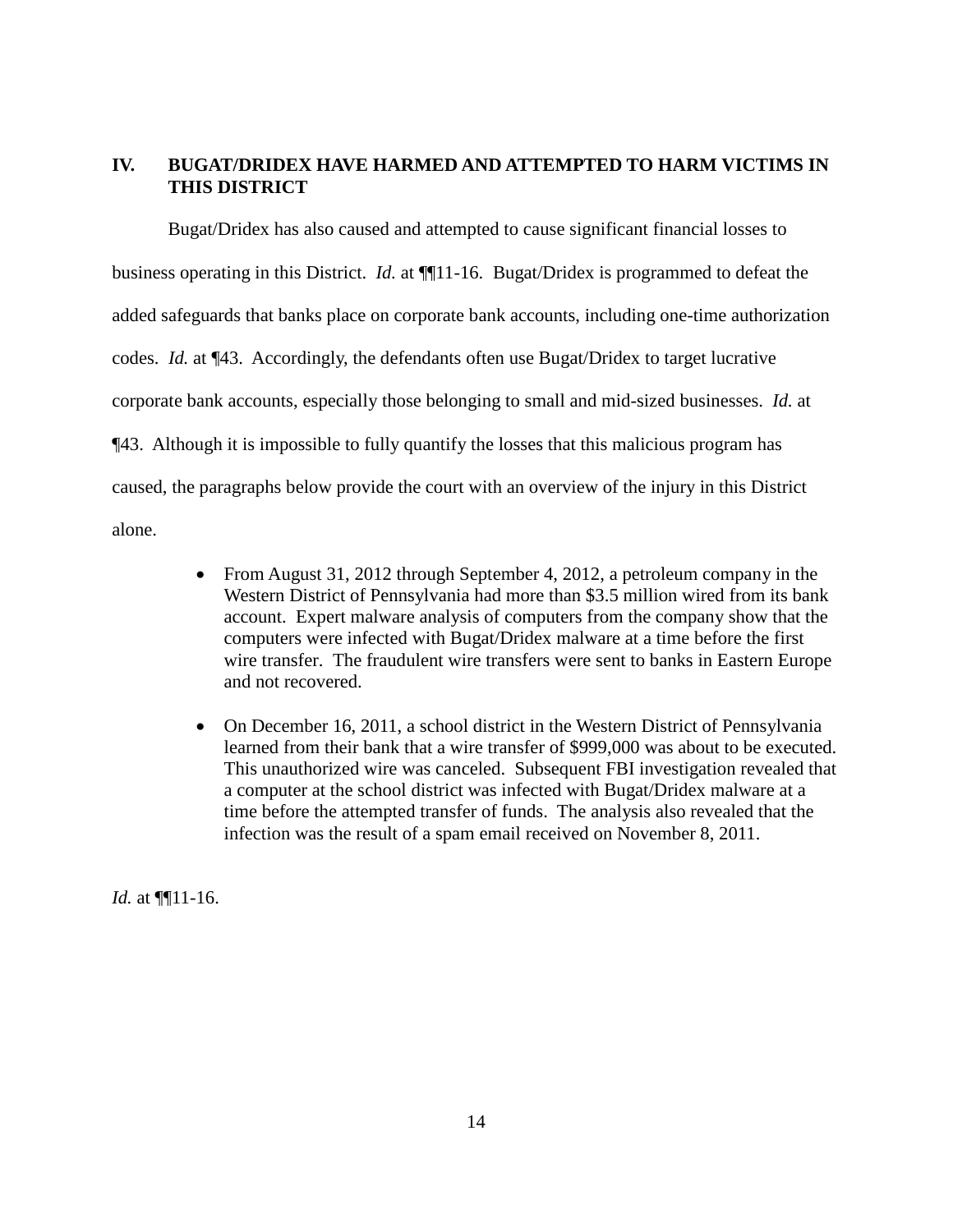## IV. BUGAT/DRIDEX HAVE HARMED AND ATTEMPTED TO HARM VICTIMS IN THIS DISTRICT

Bugat/Dridex has also caused and attempted to cause significant financial losses to business operating in this District. *Id.* at ¶¶11-16. Bugat/Dridex is programmed to defeat the added safeguards that banks place on corporate bank accounts, including one-time authorization codes. *Id.* at ¶43. Accordingly, the defendants often use Bugat/Dridex to target lucrative corporate bank accounts, especially those belonging to small and mid-sized businesses. *Id.* at ¶43. Although it is impossible to fully quantify the losses that this malicious program has caused, the paragraphs below provide the court with an overview of the injury in this District alone.

- From August 31, 2012 through September 4, 2012, a petroleum company in the Western District of Pennsylvania had more than $3.5 million wired from its bank account. Expert malware analysis of computers from the company show that the computers were infected with Bugat/Dridex malware at a time before the first wire transfer. The fraudulent wire transfers were sent to banks in Eastern Europe and not recovered.

- On December 16, 2011, a school district in the Western District of Pennsylvania learned from their bank that a wire transfer of $999,000 was about to be executed. This unauthorized wire was canceled. Subsequent FBI investigation revealed that a computer at the school district was infected with Bugat/Dridex malware at a time before the attempted transfer of funds. The analysis also revealed that the infection was the result of a spam email received on November 8, 2011.

*Id.* at ¶¶11-16.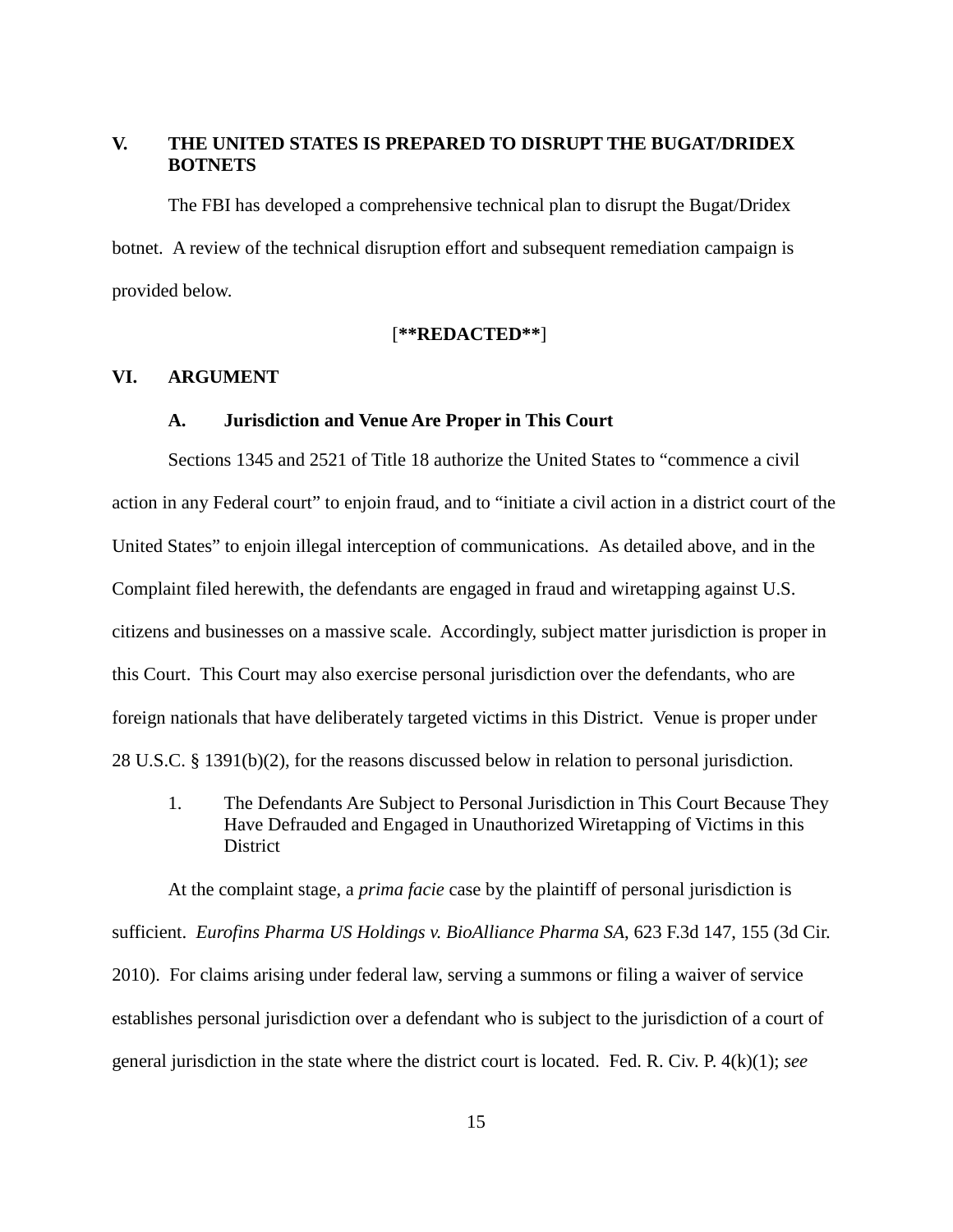## V. THE UNITED STATES IS PREPARED TO DISRUPT THE BUGAT/DRIDEX BOTNETS

The FBI has developed a comprehensive technical plan to disrupt the Bugat/Dridex botnet. A review of the technical disruption effort and subsequent remediation campaign is provided below.

[**REDACTED**]

## VI. ARGUMENT

### A. Jurisdiction and Venue Are Proper in This Court

Sections 1345 and 2521 of Title 18 authorize the United States to "commence a civil action in any Federal court" to enjoin fraud, and to "initiate a civil action in a district court of the United States" to enjoin illegal interception of communications. As detailed above, and in the Complaint filed herewith, the defendants are engaged in fraud and wiretapping against U.S. citizens and businesses on a massive scale. Accordingly, subject matter jurisdiction is proper in this Court. This Court may also exercise personal jurisdiction over the defendants, who are foreign nationals that have deliberately targeted victims in this District. Venue is proper under 28 U.S.C. § 1391(b)(2), for the reasons discussed below in relation to personal jurisdiction.

#### 1. The Defendants Are Subject to Personal Jurisdiction in This Court Because They Have Defrauded and Engaged in Unauthorized Wiretapping of Victims in this District

At the complaint stage, a *prima facie* case by the plaintiff of personal jurisdiction is sufficient. *Eurofins Pharma US Holdings v. BioAlliance Pharma SA*, 623 F.3d 147, 155 (3d Cir. 2010). For claims arising under federal law, serving a summons or filing a waiver of service establishes personal jurisdiction over a defendant who is subject to the jurisdiction of a court of general jurisdiction in the state where the district court is located. Fed. R. Civ. P. 4(k)(1); *see*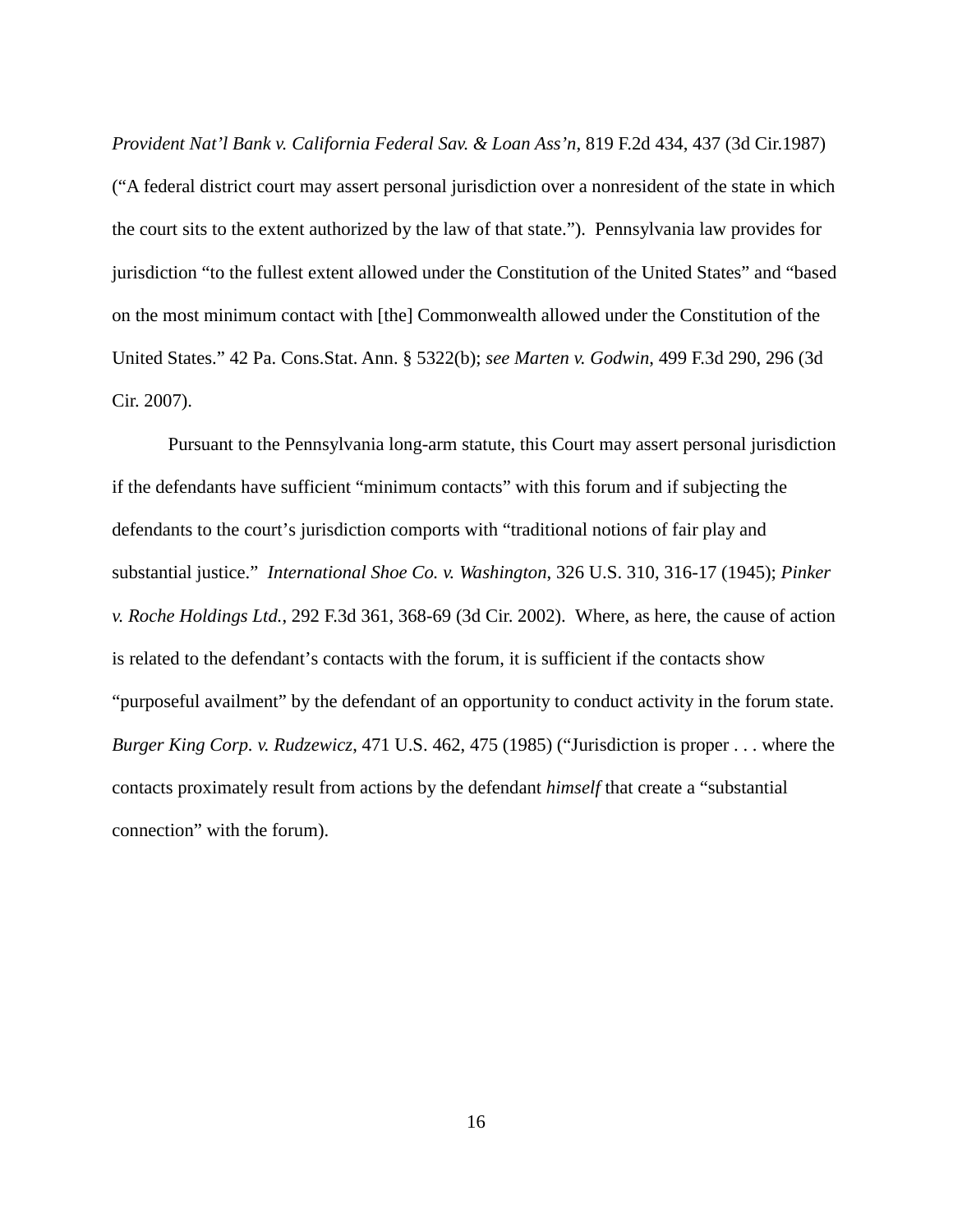*Provident Nat'l Bank v. California Federal Sav. & Loan Ass'n*, 819 F.2d 434, 437 (3d Cir.1987) ("A federal district court may assert personal jurisdiction over a nonresident of the state in which the court sits to the extent authorized by the law of that state."). Pennsylvania law provides for jurisdiction "to the fullest extent allowed under the Constitution of the United States" and "based on the most minimum contact with [the] Commonwealth allowed under the Constitution of the United States." 42 Pa. Cons.Stat. Ann. § 5322(b); *see Marten v. Godwin*, 499 F.3d 290, 296 (3d Cir. 2007).

Pursuant to the Pennsylvania long-arm statute, this Court may assert personal jurisdiction if the defendants have sufficient "minimum contacts" with this forum and if subjecting the defendants to the court's jurisdiction comports with "traditional notions of fair play and substantial justice." *International Shoe Co. v. Washington*, 326 U.S. 310, 316-17 (1945); *Pinker v. Roche Holdings Ltd.*, 292 F.3d 361, 368-69 (3d Cir. 2002). Where, as here, the cause of action is related to the defendant's contacts with the forum, it is sufficient if the contacts show "purposeful availment" by the defendant of an opportunity to conduct activity in the forum state. *Burger King Corp. v. Rudzewicz*, 471 U.S. 462, 475 (1985) ("Jurisdiction is proper . . . where the contacts proximately result from actions by the defendant *himself* that create a "substantial connection" with the forum).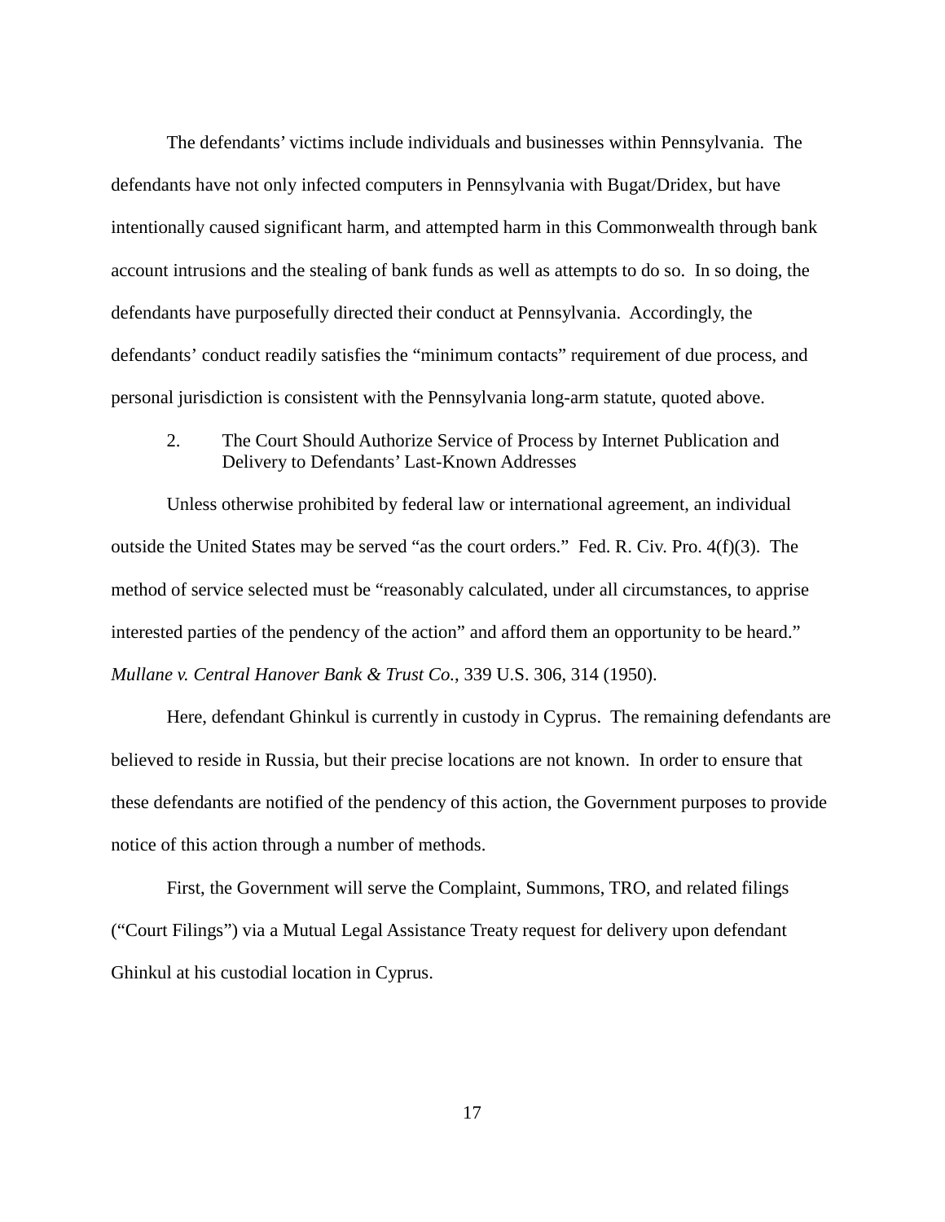The defendants' victims include individuals and businesses within Pennsylvania. The defendants have not only infected computers in Pennsylvania with Bugat/Dridex, but have intentionally caused significant harm, and attempted harm in this Commonwealth through bank account intrusions and the stealing of bank funds as well as attempts to do so. In so doing, the defendants have purposefully directed their conduct at Pennsylvania. Accordingly, the defendants' conduct readily satisfies the "minimum contacts" requirement of due process, and personal jurisdiction is consistent with the Pennsylvania long-arm statute, quoted above.

2. The Court Should Authorize Service of Process by Internet Publication and Delivery to Defendants' Last-Known Addresses

Unless otherwise prohibited by federal law or international agreement, an individual outside the United States may be served "as the court orders." Fed. R. Civ. Pro. 4(f)(3). The method of service selected must be "reasonably calculated, under all circumstances, to apprise interested parties of the pendency of the action" and afford them an opportunity to be heard." *Mullane v. Central Hanover Bank & Trust Co.*, 339 U.S. 306, 314 (1950).

Here, defendant Ghinkul is currently in custody in Cyprus. The remaining defendants are believed to reside in Russia, but their precise locations are not known. In order to ensure that these defendants are notified of the pendency of this action, the Government purposes to provide notice of this action through a number of methods.

First, the Government will serve the Complaint, Summons, TRO, and related filings ("Court Filings") via a Mutual Legal Assistance Treaty request for delivery upon defendant Ghinkul at his custodial location in Cyprus.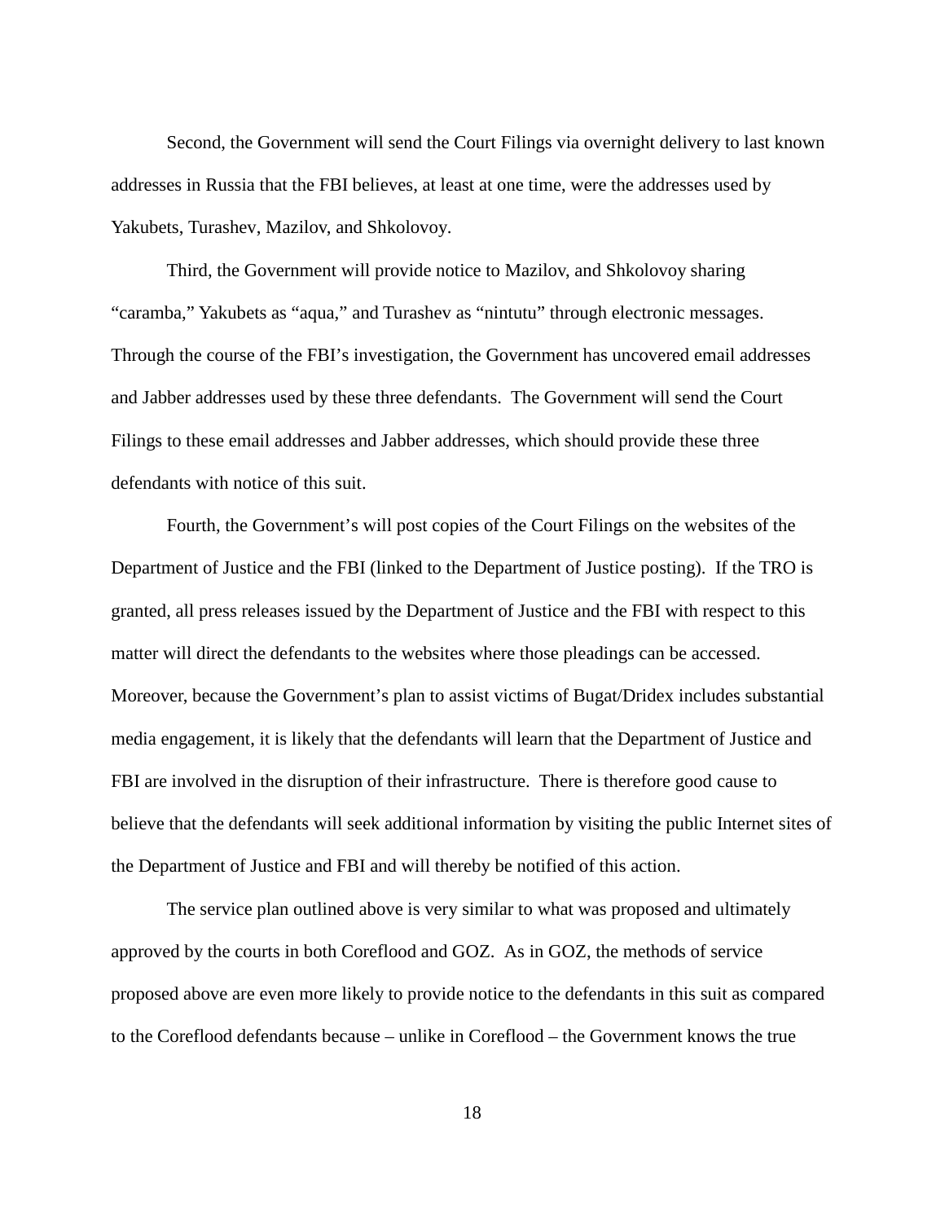Second, the Government will send the Court Filings via overnight delivery to last known addresses in Russia that the FBI believes, at least at one time, were the addresses used by Yakubets, Turashev, Mazilov, and Shkolovoy.

Third, the Government will provide notice to Mazilov, and Shkolovoy sharing "caramba," Yakubets as "aqua," and Turashev as "nintutu" through electronic messages. Through the course of the FBI's investigation, the Government has uncovered email addresses and Jabber addresses used by these three defendants. The Government will send the Court Filings to these email addresses and Jabber addresses, which should provide these three defendants with notice of this suit.

Fourth, the Government's will post copies of the Court Filings on the websites of the Department of Justice and the FBI (linked to the Department of Justice posting). If the TRO is granted, all press releases issued by the Department of Justice and the FBI with respect to this matter will direct the defendants to the websites where those pleadings can be accessed. Moreover, because the Government's plan to assist victims of Bugat/Dridex includes substantial media engagement, it is likely that the defendants will learn that the Department of Justice and FBI are involved in the disruption of their infrastructure. There is therefore good cause to believe that the defendants will seek additional information by visiting the public Internet sites of the Department of Justice and FBI and will thereby be notified of this action.

The service plan outlined above is very similar to what was proposed and ultimately approved by the courts in both Coreflood and GOZ. As in GOZ, the methods of service proposed above are even more likely to provide notice to the defendants in this suit as compared to the Coreflood defendants because – unlike in Coreflood – the Government knows the true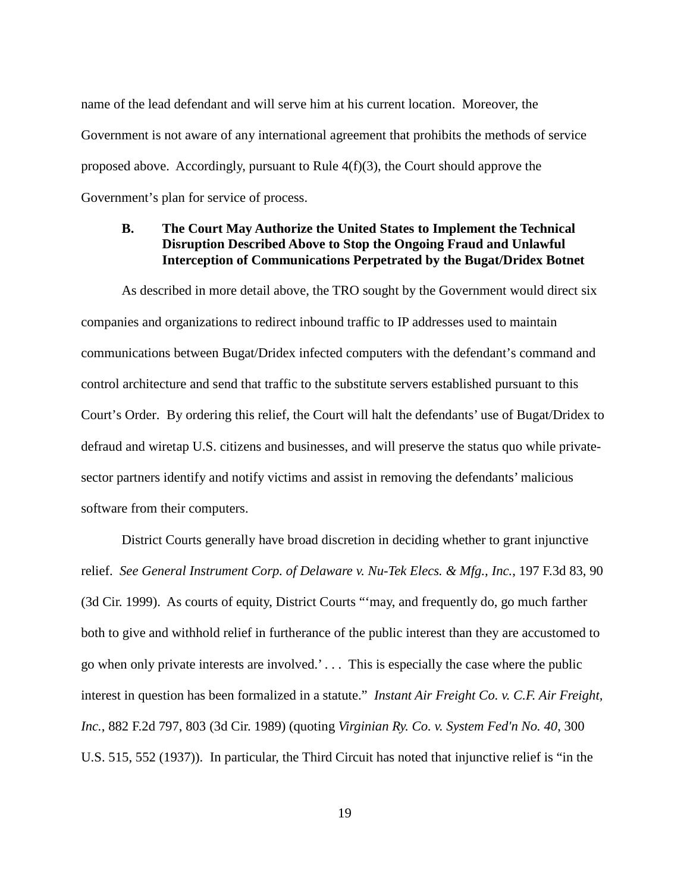name of the lead defendant and will serve him at his current location. Moreover, the Government is not aware of any international agreement that prohibits the methods of service proposed above. Accordingly, pursuant to Rule 4(f)(3), the Court should approve the Government's plan for service of process.

### B. The Court May Authorize the United States to Implement the Technical Disruption Described Above to Stop the Ongoing Fraud and Unlawful Interception of Communications Perpetrated by the Bugat/Dridex Botnet

As described in more detail above, the TRO sought by the Government would direct six companies and organizations to redirect inbound traffic to IP addresses used to maintain communications between Bugat/Dridex infected computers with the defendant's command and control architecture and send that traffic to the substitute servers established pursuant to this Court's Order. By ordering this relief, the Court will halt the defendants' use of Bugat/Dridex to defraud and wiretap U.S. citizens and businesses, and will preserve the status quo while private-sector partners identify and notify victims and assist in removing the defendants' malicious software from their computers.

District Courts generally have broad discretion in deciding whether to grant injunctive relief. *See General Instrument Corp. of Delaware v. Nu-Tek Elecs. & Mfg., Inc.*, 197 F.3d 83, 90 (3d Cir. 1999). As courts of equity, District Courts "'may, and frequently do, go much farther both to give and withhold relief in furtherance of the public interest than they are accustomed to go when only private interests are involved.' . . . This is especially the case where the public interest in question has been formalized in a statute." *Instant Air Freight Co. v. C.F. Air Freight, Inc.*, 882 F.2d 797, 803 (3d Cir. 1989) (quoting *Virginian Ry. Co. v. System Fed'n No. 40*, 300 U.S. 515, 552 (1937)). In particular, the Third Circuit has noted that injunctive relief is "in the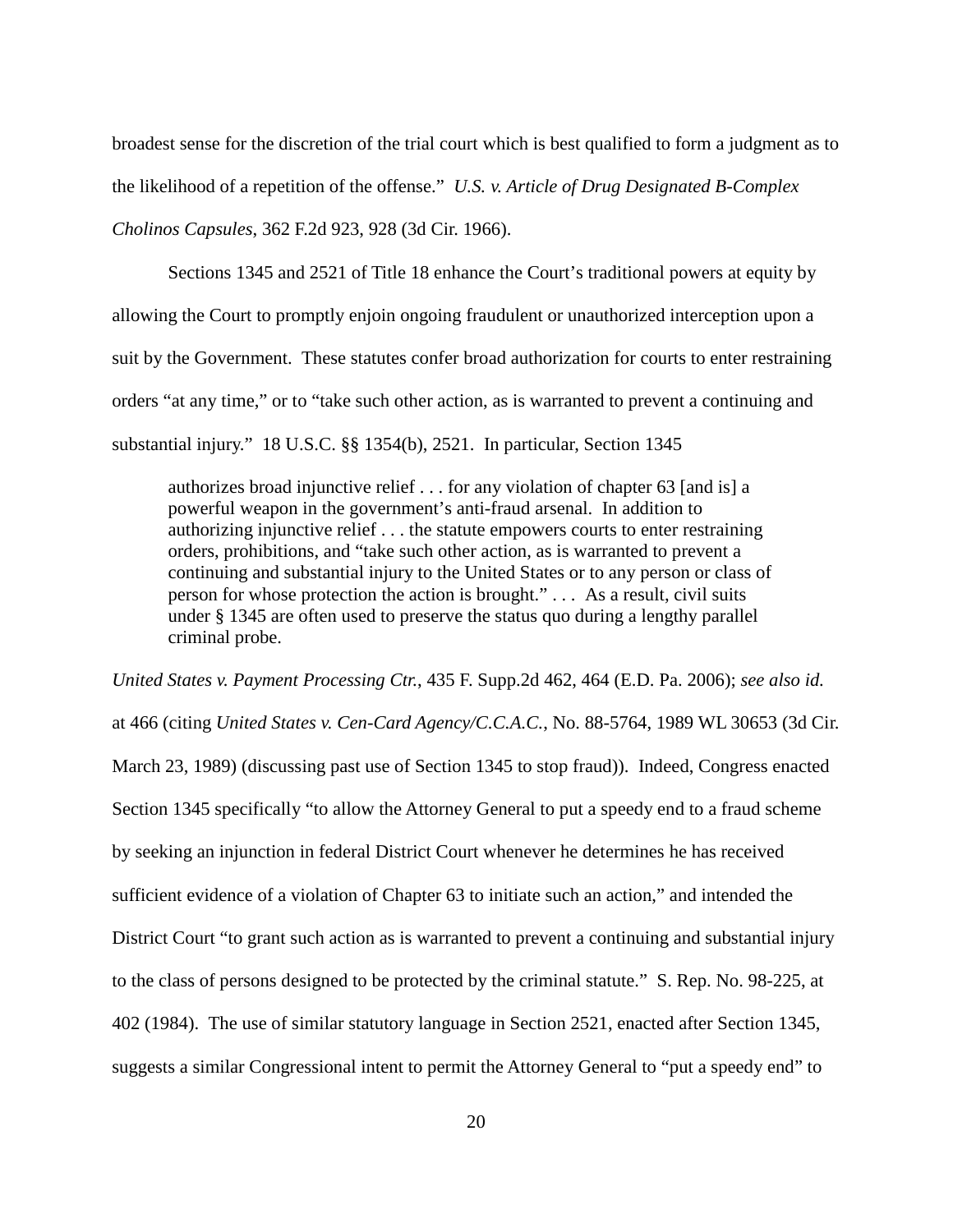broadest sense for the discretion of the trial court which is best qualified to form a judgment as to the likelihood of a repetition of the offense." *U.S. v. Article of Drug Designated B-Complex Cholinos Capsules*, 362 F.2d 923, 928 (3d Cir. 1966).

Sections 1345 and 2521 of Title 18 enhance the Court's traditional powers at equity by allowing the Court to promptly enjoin ongoing fraudulent or unauthorized interception upon a suit by the Government. These statutes confer broad authorization for courts to enter restraining orders "at any time," or to "take such other action, as is warranted to prevent a continuing and substantial injury." 18 U.S.C. §§ 1354(b), 2521. In particular, Section 1345

> authorizes broad injunctive relief . . . for any violation of chapter 63 [and is] a powerful weapon in the government's anti-fraud arsenal. In addition to authorizing injunctive relief . . . the statute empowers courts to enter restraining orders, prohibitions, and "take such other action, as is warranted to prevent a continuing and substantial injury to the United States or to any person or class of person for whose protection the action is brought." . . . As a result, civil suits under § 1345 are often used to preserve the status quo during a lengthy parallel criminal probe.

*United States v. Payment Processing Ctr.*, 435 F. Supp.2d 462, 464 (E.D. Pa. 2006); *see also id.* at 466 (citing *United States v. Cen-Card Agency/C.C.A.C.*, No. 88-5764, 1989 WL 30653 (3d Cir. March 23, 1989) (discussing past use of Section 1345 to stop fraud)). Indeed, Congress enacted Section 1345 specifically "to allow the Attorney General to put a speedy end to a fraud scheme by seeking an injunction in federal District Court whenever he determines he has received sufficient evidence of a violation of Chapter 63 to initiate such an action," and intended the District Court "to grant such action as is warranted to prevent a continuing and substantial injury to the class of persons designed to be protected by the criminal statute." S. Rep. No. 98-225, at 402 (1984). The use of similar statutory language in Section 2521, enacted after Section 1345, suggests a similar Congressional intent to permit the Attorney General to "put a speedy end" to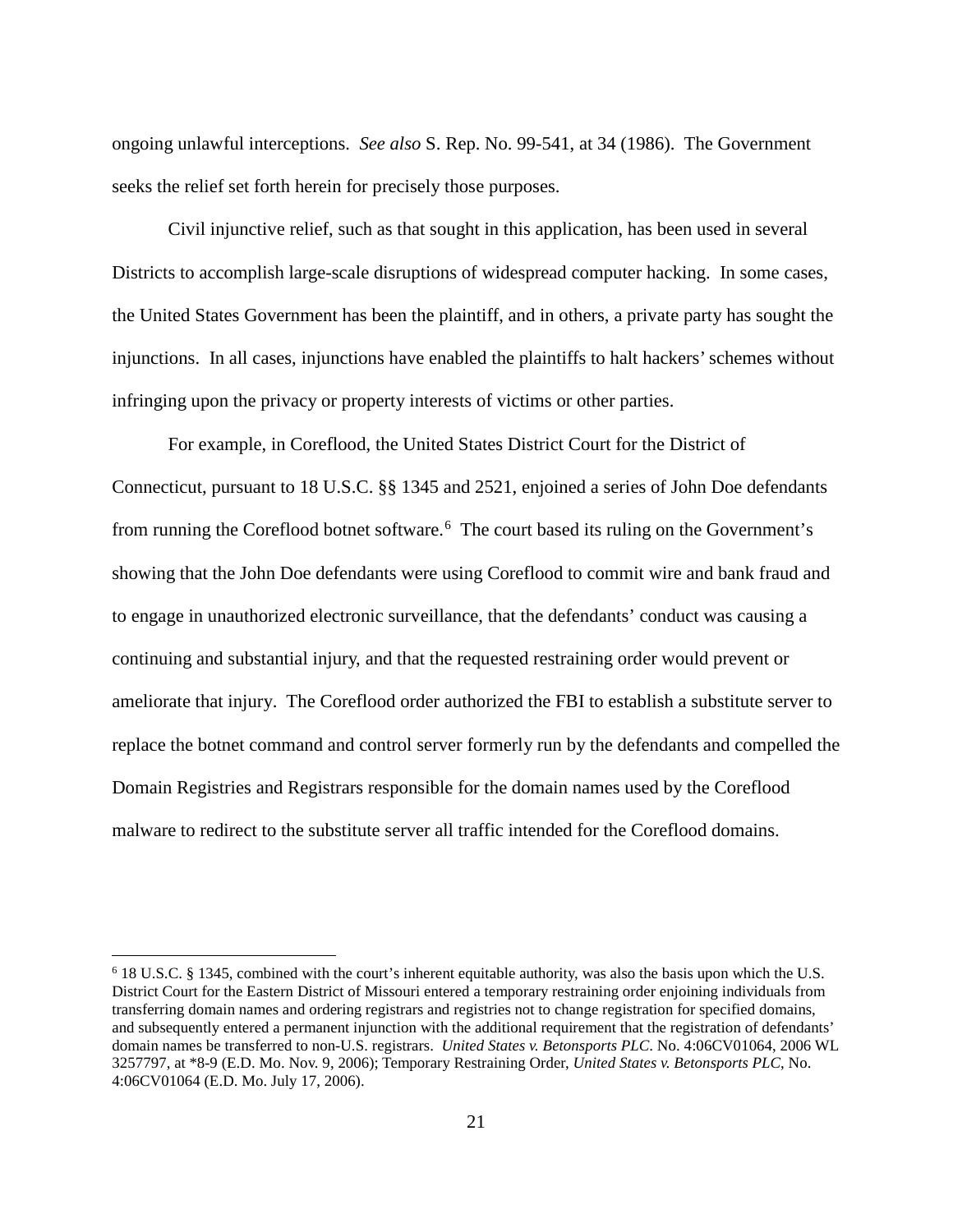ongoing unlawful interceptions. *See also* S. Rep. No. 99-541, at 34 (1986). The Government seeks the relief set forth herein for precisely those purposes.

Civil injunctive relief, such as that sought in this application, has been used in several Districts to accomplish large-scale disruptions of widespread computer hacking. In some cases, the United States Government has been the plaintiff, and in others, a private party has sought the injunctions. In all cases, injunctions have enabled the plaintiffs to halt hackers' schemes without infringing upon the privacy or property interests of victims or other parties.

For example, in Coreflood, the United States District Court for the District of Connecticut, pursuant to 18 U.S.C. §§ 1345 and 2521, enjoined a series of John Doe defendants from running the Coreflood botnet software.[6] The court based its ruling on the Government's showing that the John Doe defendants were using Coreflood to commit wire and bank fraud and to engage in unauthorized electronic surveillance, that the defendants' conduct was causing a continuing and substantial injury, and that the requested restraining order would prevent or ameliorate that injury. The Coreflood order authorized the FBI to establish a substitute server to replace the botnet command and control server formerly run by the defendants and compelled the Domain Registries and Registrars responsible for the domain names used by the Coreflood malware to redirect to the substitute server all traffic intended for the Coreflood domains.

---

[6] 18 U.S.C. § 1345, combined with the court's inherent equitable authority, was also the basis upon which the U.S. District Court for the Eastern District of Missouri entered a temporary restraining order enjoining individuals from transferring domain names and ordering registrars and registries not to change registration for specified domains, and subsequently entered a permanent injunction with the additional requirement that the registration of defendants' domain names be transferred to non-U.S. registrars. *United States v. Betonsports PLC*. No. 4:06CV01064, 2006 WL 3257797, at *8-9 (E.D. Mo. Nov. 9, 2006); Temporary Restraining Order, *United States v. Betonsports PLC*, No. 4:06CV01064 (E.D. Mo. July 17, 2006).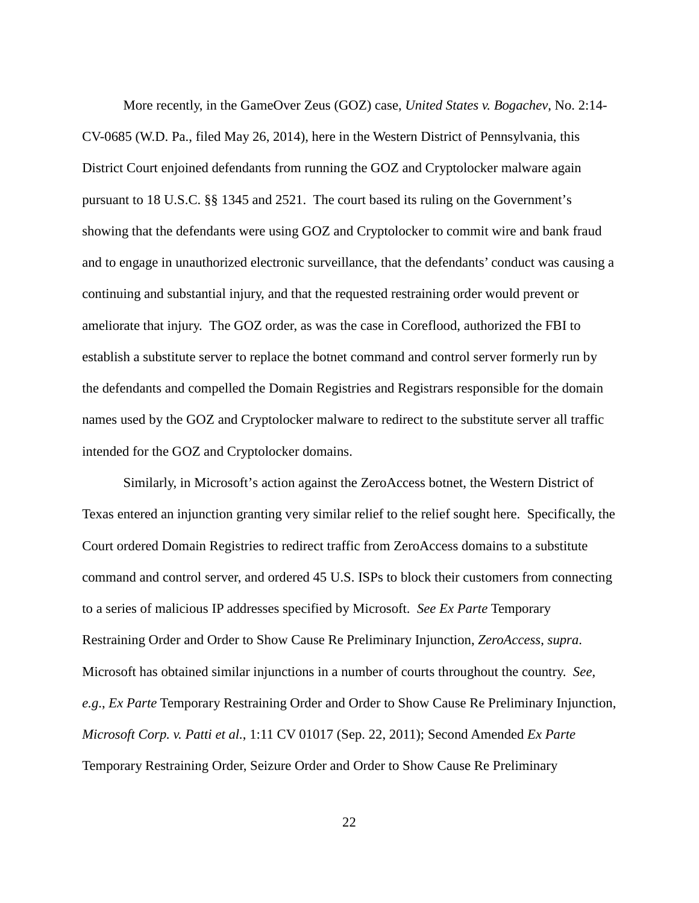More recently, in the GameOver Zeus (GOZ) case, *United States v. Bogachev*, No. 2:14-CV-0685 (W.D. Pa., filed May 26, 2014), here in the Western District of Pennsylvania, this District Court enjoined defendants from running the GOZ and Cryptolocker malware again pursuant to 18 U.S.C. §§ 1345 and 2521. The court based its ruling on the Government's showing that the defendants were using GOZ and Cryptolocker to commit wire and bank fraud and to engage in unauthorized electronic surveillance, that the defendants' conduct was causing a continuing and substantial injury, and that the requested restraining order would prevent or ameliorate that injury. The GOZ order, as was the case in Coreflood, authorized the FBI to establish a substitute server to replace the botnet command and control server formerly run by the defendants and compelled the Domain Registries and Registrars responsible for the domain names used by the GOZ and Cryptolocker malware to redirect to the substitute server all traffic intended for the GOZ and Cryptolocker domains.

Similarly, in Microsoft's action against the ZeroAccess botnet, the Western District of Texas entered an injunction granting very similar relief to the relief sought here. Specifically, the Court ordered Domain Registries to redirect traffic from ZeroAccess domains to a substitute command and control server, and ordered 45 U.S. ISPs to block their customers from connecting to a series of malicious IP addresses specified by Microsoft. *See Ex Parte* Temporary Restraining Order and Order to Show Cause Re Preliminary Injunction, *ZeroAccess*, *supra*. Microsoft has obtained similar injunctions in a number of courts throughout the country. *See, e.g.*, *Ex Parte* Temporary Restraining Order and Order to Show Cause Re Preliminary Injunction, *Microsoft Corp. v. Patti et al.*, 1:11 CV 01017 (Sep. 22, 2011); Second Amended *Ex Parte* Temporary Restraining Order, Seizure Order and Order to Show Cause Re Preliminary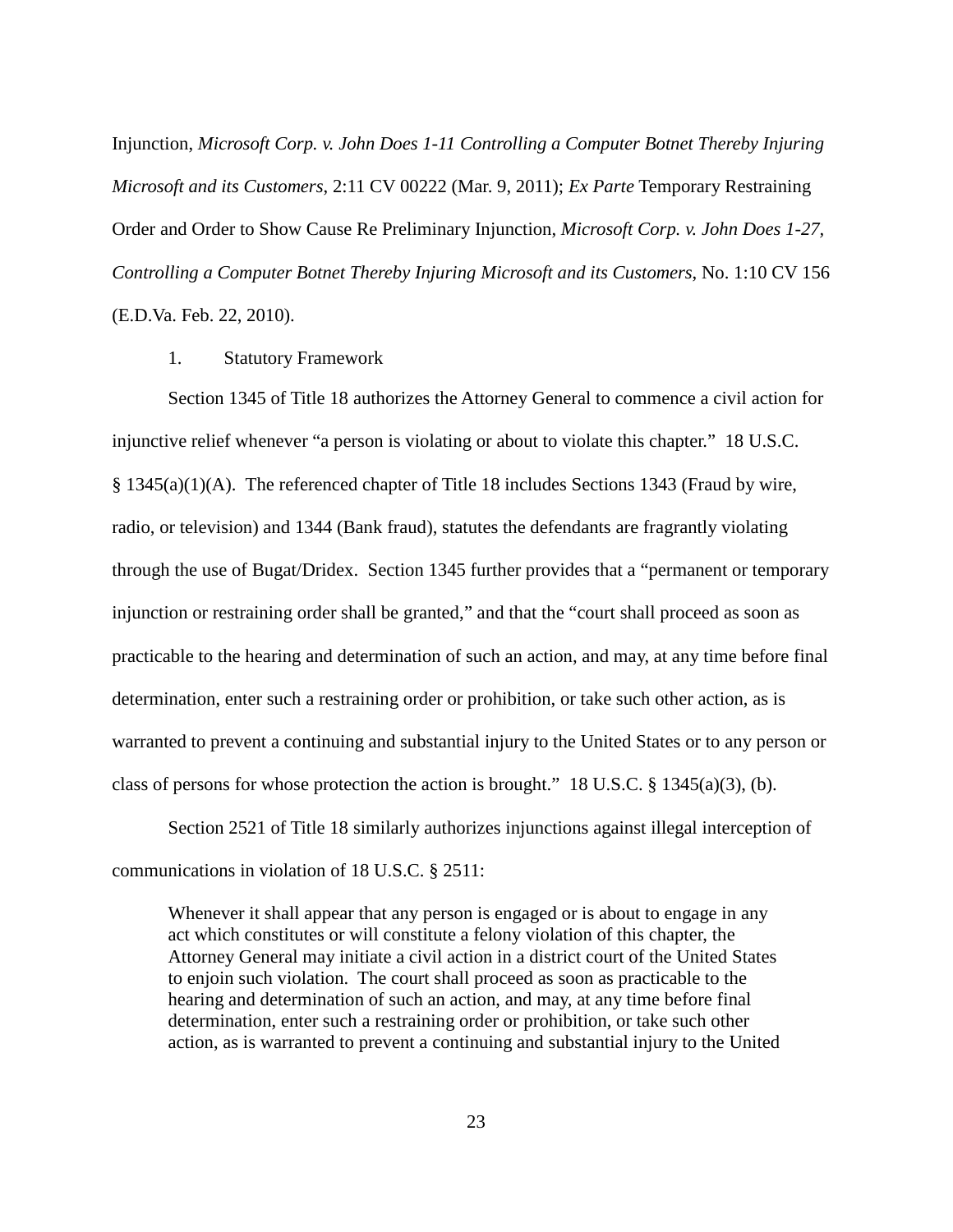Injunction, *Microsoft Corp. v. John Does 1-11 Controlling a Computer Botnet Thereby Injuring Microsoft and its Customers*, 2:11 CV 00222 (Mar. 9, 2011); *Ex Parte* Temporary Restraining Order and Order to Show Cause Re Preliminary Injunction, *Microsoft Corp. v. John Does 1-27, Controlling a Computer Botnet Thereby Injuring Microsoft and its Customers*, No. 1:10 CV 156 (E.D.Va. Feb. 22, 2010).

1. Statutory Framework

Section 1345 of Title 18 authorizes the Attorney General to commence a civil action for injunctive relief whenever "a person is violating or about to violate this chapter." 18 U.S.C. § 1345(a)(1)(A). The referenced chapter of Title 18 includes Sections 1343 (Fraud by wire, radio, or television) and 1344 (Bank fraud), statutes the defendants are fragrantly violating through the use of Bugat/Dridex. Section 1345 further provides that a "permanent or temporary injunction or restraining order shall be granted," and that the "court shall proceed as soon as practicable to the hearing and determination of such an action, and may, at any time before final determination, enter such a restraining order or prohibition, or take such other action, as is warranted to prevent a continuing and substantial injury to the United States or to any person or class of persons for whose protection the action is brought." 18 U.S.C. § 1345(a)(3), (b).

Section 2521 of Title 18 similarly authorizes injunctions against illegal interception of communications in violation of 18 U.S.C. § 2511:

> Whenever it shall appear that any person is engaged or is about to engage in any act which constitutes or will constitute a felony violation of this chapter, the Attorney General may initiate a civil action in a district court of the United States to enjoin such violation. The court shall proceed as soon as practicable to the hearing and determination of such an action, and may, at any time before final determination, enter such a restraining order or prohibition, or take such other action, as is warranted to prevent a continuing and substantial injury to the United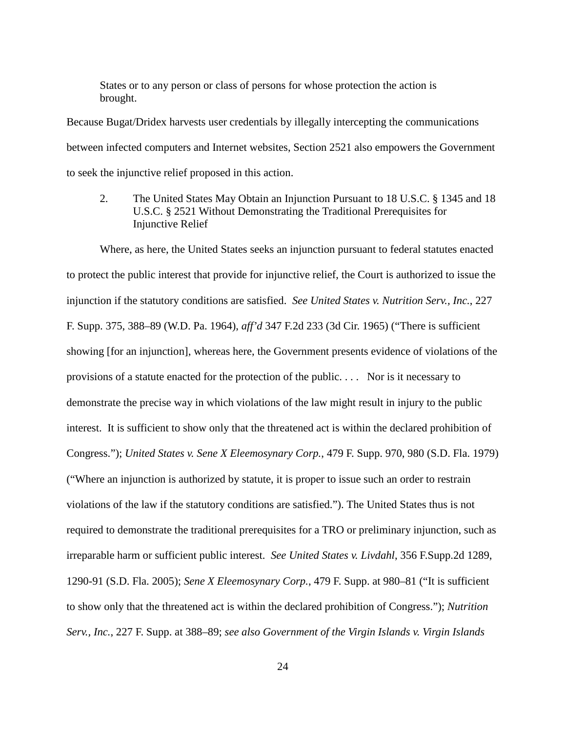> States or to any person or class of persons for whose protection the action is brought.

Because Bugat/Dridex harvests user credentials by illegally intercepting the communications between infected computers and Internet websites, Section 2521 also empowers the Government to seek the injunctive relief proposed in this action.

2. The United States May Obtain an Injunction Pursuant to 18 U.S.C. § 1345 and 18 U.S.C. § 2521 Without Demonstrating the Traditional Prerequisites for Injunctive Relief

Where, as here, the United States seeks an injunction pursuant to federal statutes enacted to protect the public interest that provide for injunctive relief, the Court is authorized to issue the injunction if the statutory conditions are satisfied. *See United States v. Nutrition Serv., Inc.*, 227 F. Supp. 375, 388–89 (W.D. Pa. 1964), *aff'd* 347 F.2d 233 (3d Cir. 1965) ("There is sufficient showing [for an injunction], whereas here, the Government presents evidence of violations of the provisions of a statute enacted for the protection of the public. . . . Nor is it necessary to demonstrate the precise way in which violations of the law might result in injury to the public interest. It is sufficient to show only that the threatened act is within the declared prohibition of Congress."); *United States v. Sene X Eleemosynary Corp.*, 479 F. Supp. 970, 980 (S.D. Fla. 1979) ("Where an injunction is authorized by statute, it is proper to issue such an order to restrain violations of the law if the statutory conditions are satisfied."). The United States thus is not required to demonstrate the traditional prerequisites for a TRO or preliminary injunction, such as irreparable harm or sufficient public interest. *See United States v. Livdahl*, 356 F.Supp.2d 1289, 1290-91 (S.D. Fla. 2005); *Sene X Eleemosynary Corp.*, 479 F. Supp. at 980–81 ("It is sufficient to show only that the threatened act is within the declared prohibition of Congress."); *Nutrition Serv., Inc.*, 227 F. Supp. at 388–89; *see also Government of the Virgin Islands v. Virgin Islands*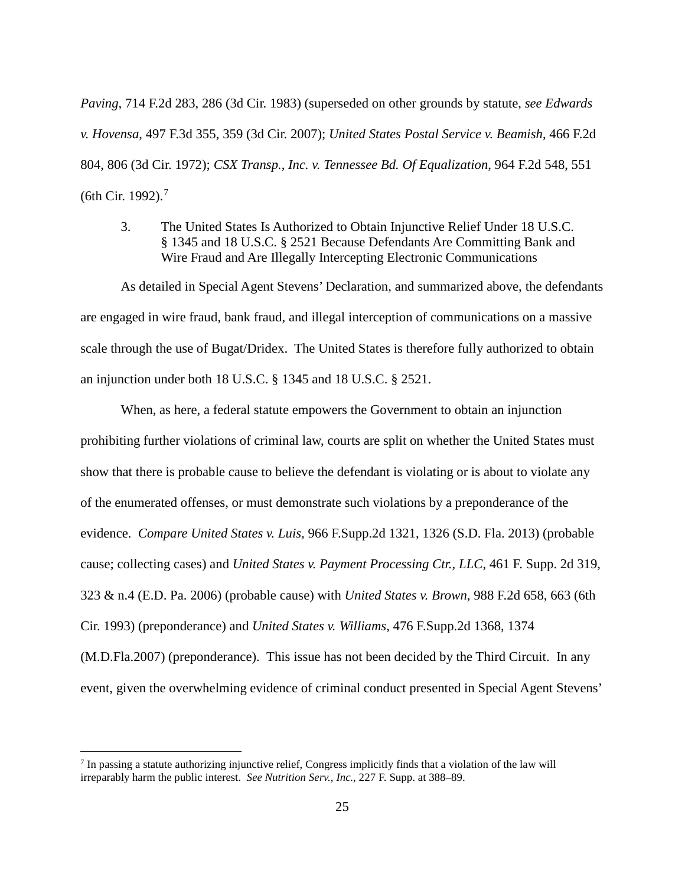*Paving*, 714 F.2d 283, 286 (3d Cir. 1983) (superseded on other grounds by statute, *see Edwards v. Hovensa*, 497 F.3d 355, 359 (3d Cir. 2007); *United States Postal Service v. Beamish*, 466 F.2d 804, 806 (3d Cir. 1972); *CSX Transp., Inc. v. Tennessee Bd. Of Equalization*, 964 F.2d 548, 551 (6th Cir. 1992).[7]

3. The United States Is Authorized to Obtain Injunctive Relief Under 18 U.S.C. § 1345 and 18 U.S.C. § 2521 Because Defendants Are Committing Bank and Wire Fraud and Are Illegally Intercepting Electronic Communications

As detailed in Special Agent Stevens' Declaration, and summarized above, the defendants are engaged in wire fraud, bank fraud, and illegal interception of communications on a massive scale through the use of Bugat/Dridex. The United States is therefore fully authorized to obtain an injunction under both 18 U.S.C. § 1345 and 18 U.S.C. § 2521.

When, as here, a federal statute empowers the Government to obtain an injunction prohibiting further violations of criminal law, courts are split on whether the United States must show that there is probable cause to believe the defendant is violating or is about to violate any of the enumerated offenses, or must demonstrate such violations by a preponderance of the evidence. *Compare United States v. Luis,* 966 F.Supp.2d 1321, 1326 (S.D. Fla. 2013) (probable cause; collecting cases) and *United States v. Payment Processing Ctr., LLC*, 461 F. Supp. 2d 319, 323 & n.4 (E.D. Pa. 2006) (probable cause) with *United States v. Brown*, 988 F.2d 658, 663 (6th Cir. 1993) (preponderance) and *United States v. Williams*, 476 F.Supp.2d 1368, 1374 (M.D.Fla.2007) (preponderance). This issue has not been decided by the Third Circuit. In any event, given the overwhelming evidence of criminal conduct presented in Special Agent Stevens'

[7] In passing a statute authorizing injunctive relief, Congress implicitly finds that a violation of the law will irreparably harm the public interest. *See Nutrition Serv., Inc.*, 227 F. Supp. at 388–89.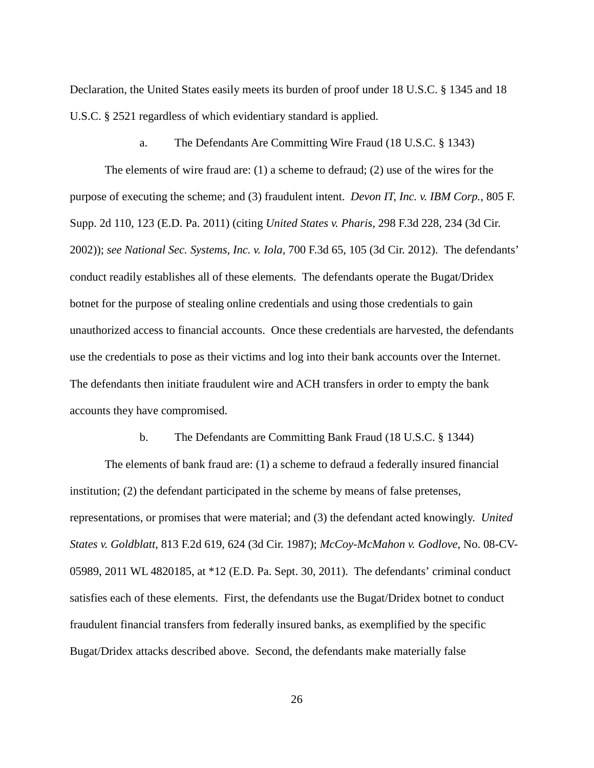Declaration, the United States easily meets its burden of proof under 18 U.S.C. § 1345 and 18 U.S.C. § 2521 regardless of which evidentiary standard is applied.

a. The Defendants Are Committing Wire Fraud (18 U.S.C. § 1343)

The elements of wire fraud are: (1) a scheme to defraud; (2) use of the wires for the purpose of executing the scheme; and (3) fraudulent intent. *Devon IT, Inc. v. IBM Corp.*, 805 F. Supp. 2d 110, 123 (E.D. Pa. 2011) (citing *United States v. Pharis*, 298 F.3d 228, 234 (3d Cir. 2002)); *see National Sec. Systems, Inc. v. Iola*, 700 F.3d 65, 105 (3d Cir. 2012). The defendants' conduct readily establishes all of these elements. The defendants operate the Bugat/Dridex botnet for the purpose of stealing online credentials and using those credentials to gain unauthorized access to financial accounts. Once these credentials are harvested, the defendants use the credentials to pose as their victims and log into their bank accounts over the Internet. The defendants then initiate fraudulent wire and ACH transfers in order to empty the bank accounts they have compromised.

b. The Defendants are Committing Bank Fraud (18 U.S.C. § 1344)

The elements of bank fraud are: (1) a scheme to defraud a federally insured financial institution; (2) the defendant participated in the scheme by means of false pretenses, representations, or promises that were material; and (3) the defendant acted knowingly. *United States v. Goldblatt*, 813 F.2d 619, 624 (3d Cir. 1987); *McCoy-McMahon v. Godlove*, No. 08-CV-05989, 2011 WL 4820185, at *12 (E.D. Pa. Sept. 30, 2011). The defendants' criminal conduct satisfies each of these elements. First, the defendants use the Bugat/Dridex botnet to conduct fraudulent financial transfers from federally insured banks, as exemplified by the specific Bugat/Dridex attacks described above. Second, the defendants make materially false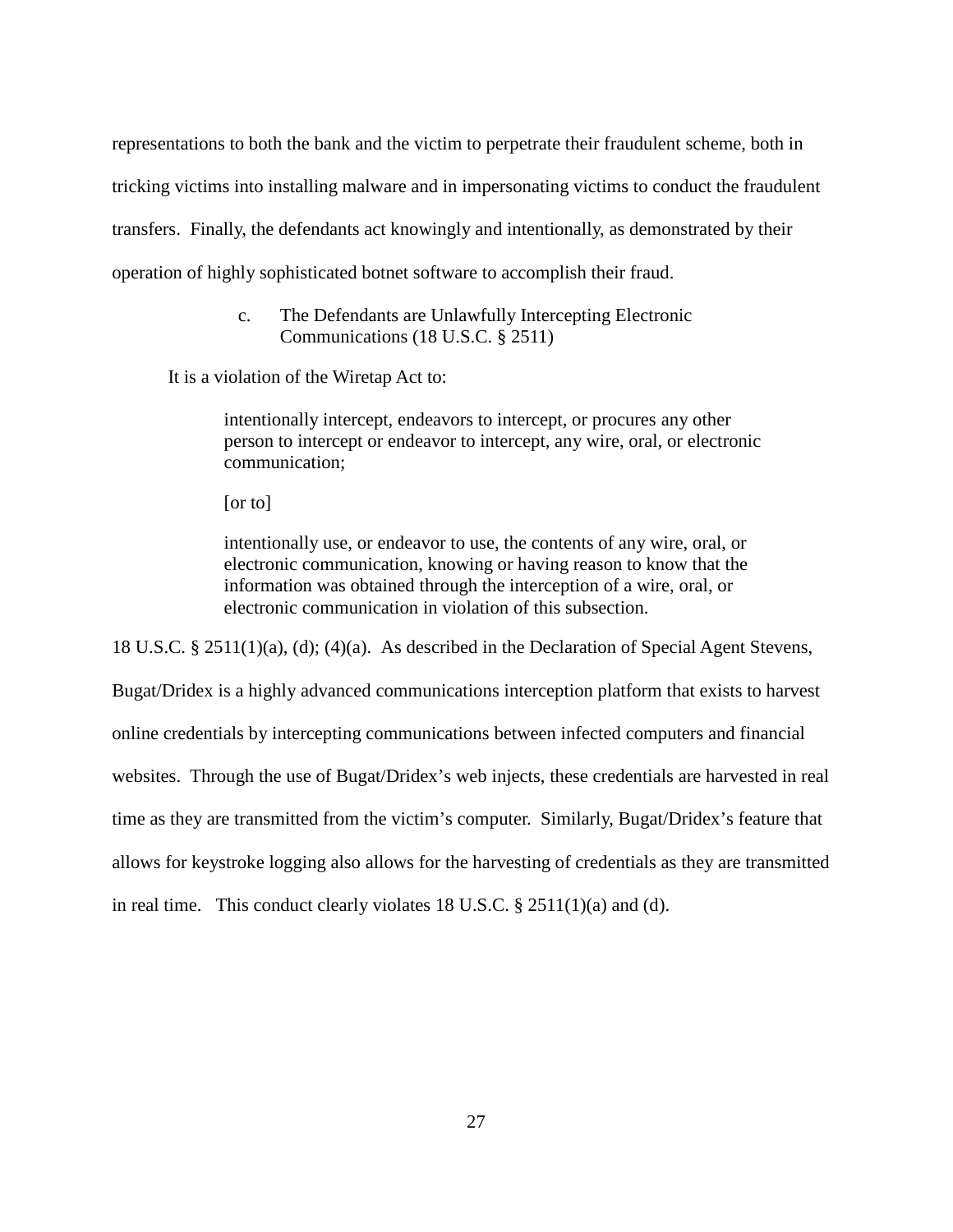representations to both the bank and the victim to perpetrate their fraudulent scheme, both in tricking victims into installing malware and in impersonating victims to conduct the fraudulent transfers. Finally, the defendants act knowingly and intentionally, as demonstrated by their operation of highly sophisticated botnet software to accomplish their fraud.

### c. The Defendants are Unlawfully Intercepting Electronic Communications (18 U.S.C. § 2511)

It is a violation of the Wiretap Act to:

> intentionally intercept, endeavors to intercept, or procures any other person to intercept or endeavor to intercept, any wire, oral, or electronic communication;
>
> [or to]
>
> intentionally use, or endeavor to use, the contents of any wire, oral, or electronic communication, knowing or having reason to know that the information was obtained through the interception of a wire, oral, or electronic communication in violation of this subsection.

18 U.S.C. § 2511(1)(a), (d); (4)(a). As described in the Declaration of Special Agent Stevens, Bugat/Dridex is a highly advanced communications interception platform that exists to harvest online credentials by intercepting communications between infected computers and financial websites. Through the use of Bugat/Dridex's web injects, these credentials are harvested in real time as they are transmitted from the victim's computer. Similarly, Bugat/Dridex's feature that allows for keystroke logging also allows for the harvesting of credentials as they are transmitted in real time. This conduct clearly violates 18 U.S.C. § 2511(1)(a) and (d).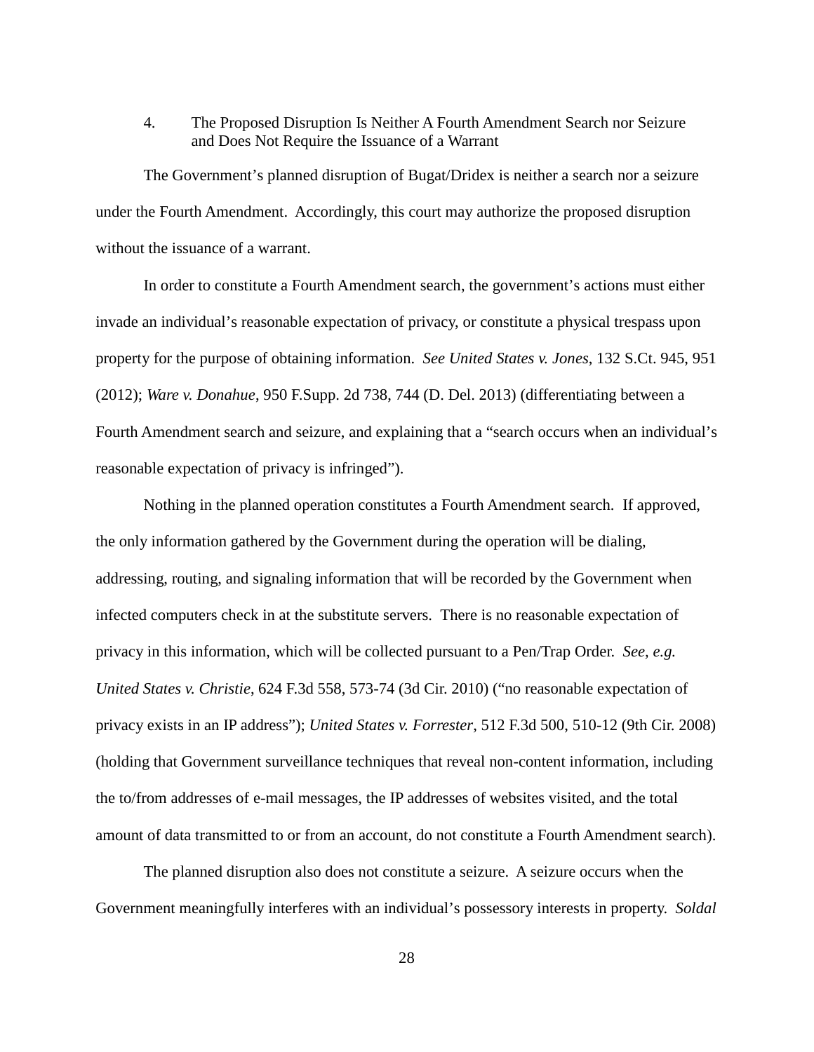4. The Proposed Disruption Is Neither A Fourth Amendment Search nor Seizure and Does Not Require the Issuance of a Warrant

The Government's planned disruption of Bugat/Dridex is neither a search nor a seizure under the Fourth Amendment. Accordingly, this court may authorize the proposed disruption without the issuance of a warrant.

In order to constitute a Fourth Amendment search, the government's actions must either invade an individual's reasonable expectation of privacy, or constitute a physical trespass upon property for the purpose of obtaining information. *See United States v. Jones*, 132 S.Ct. 945, 951 (2012); *Ware v. Donahue*, 950 F.Supp. 2d 738, 744 (D. Del. 2013) (differentiating between a Fourth Amendment search and seizure, and explaining that a "search occurs when an individual's reasonable expectation of privacy is infringed").

Nothing in the planned operation constitutes a Fourth Amendment search. If approved, the only information gathered by the Government during the operation will be dialing, addressing, routing, and signaling information that will be recorded by the Government when infected computers check in at the substitute servers. There is no reasonable expectation of privacy in this information, which will be collected pursuant to a Pen/Trap Order. *See, e.g. United States v. Christie*, 624 F.3d 558, 573-74 (3d Cir. 2010) ("no reasonable expectation of privacy exists in an IP address"); *United States v. Forrester*, 512 F.3d 500, 510-12 (9th Cir. 2008) (holding that Government surveillance techniques that reveal non-content information, including the to/from addresses of e-mail messages, the IP addresses of websites visited, and the total amount of data transmitted to or from an account, do not constitute a Fourth Amendment search).

The planned disruption also does not constitute a seizure. A seizure occurs when the Government meaningfully interferes with an individual's possessory interests in property. *Soldal*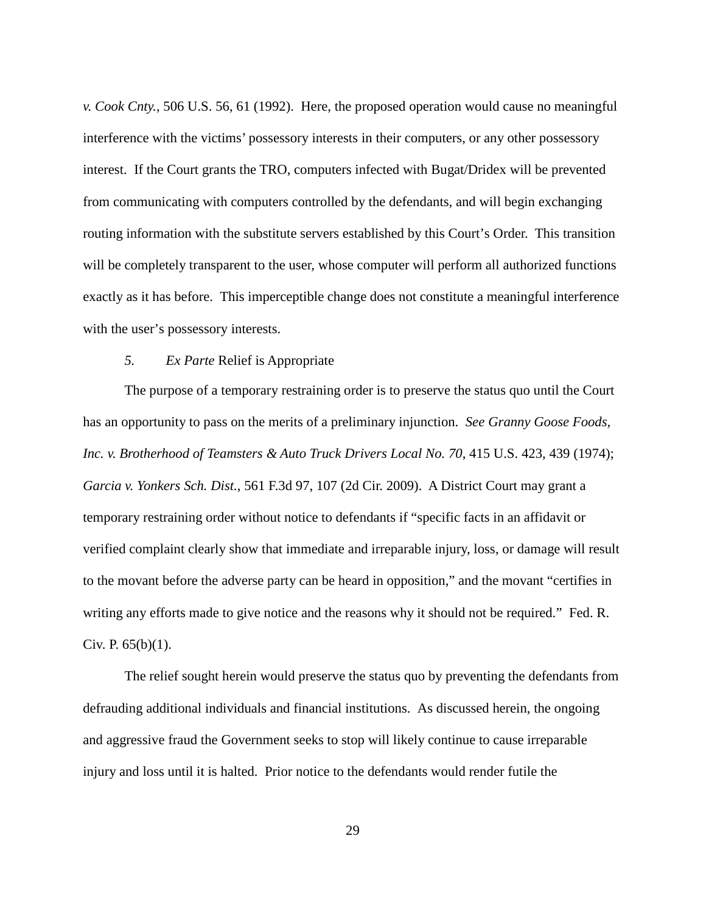*v. Cook Cnty.*, 506 U.S. 56, 61 (1992). Here, the proposed operation would cause no meaningful interference with the victims' possessory interests in their computers, or any other possessory interest. If the Court grants the TRO, computers infected with Bugat/Dridex will be prevented from communicating with computers controlled by the defendants, and will begin exchanging routing information with the substitute servers established by this Court's Order. This transition will be completely transparent to the user, whose computer will perform all authorized functions exactly as it has before. This imperceptible change does not constitute a meaningful interference with the user's possessory interests.

*5.* *Ex Parte* Relief is Appropriate

The purpose of a temporary restraining order is to preserve the status quo until the Court has an opportunity to pass on the merits of a preliminary injunction. *See Granny Goose Foods, Inc. v. Brotherhood of Teamsters & Auto Truck Drivers Local No. 70*, 415 U.S. 423, 439 (1974); *Garcia v. Yonkers Sch. Dist.*, 561 F.3d 97, 107 (2d Cir. 2009). A District Court may grant a temporary restraining order without notice to defendants if "specific facts in an affidavit or verified complaint clearly show that immediate and irreparable injury, loss, or damage will result to the movant before the adverse party can be heard in opposition," and the movant "certifies in writing any efforts made to give notice and the reasons why it should not be required." Fed. R. Civ. P. 65(b)(1).

The relief sought herein would preserve the status quo by preventing the defendants from defrauding additional individuals and financial institutions. As discussed herein, the ongoing and aggressive fraud the Government seeks to stop will likely continue to cause irreparable injury and loss until it is halted. Prior notice to the defendants would render futile the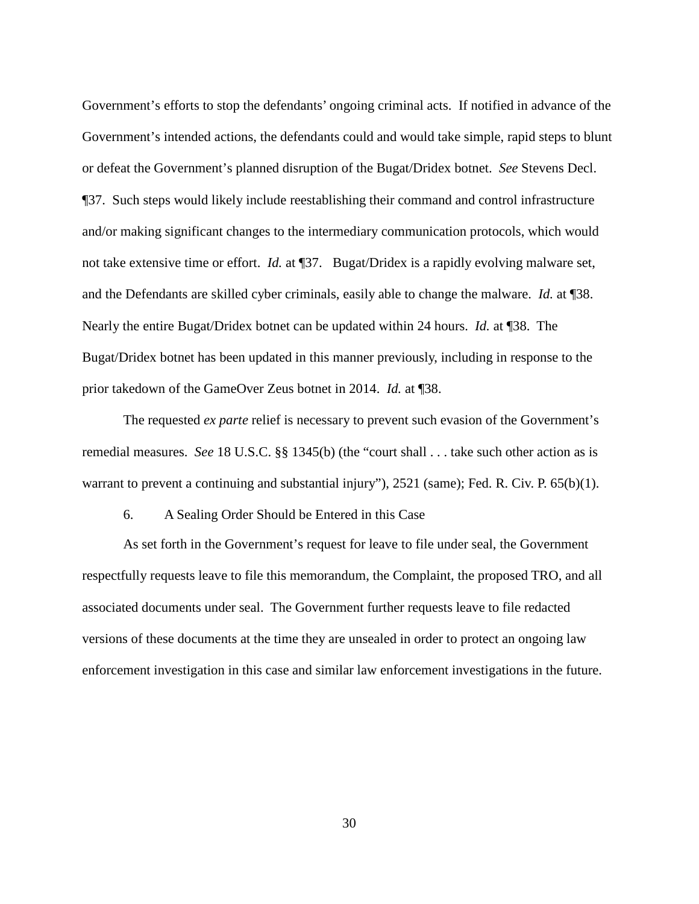Government's efforts to stop the defendants' ongoing criminal acts. If notified in advance of the Government's intended actions, the defendants could and would take simple, rapid steps to blunt or defeat the Government's planned disruption of the Bugat/Dridex botnet. *See* Stevens Decl. ¶37. Such steps would likely include reestablishing their command and control infrastructure and/or making significant changes to the intermediary communication protocols, which would not take extensive time or effort. *Id.* at ¶37. Bugat/Dridex is a rapidly evolving malware set, and the Defendants are skilled cyber criminals, easily able to change the malware. *Id.* at ¶38. Nearly the entire Bugat/Dridex botnet can be updated within 24 hours. *Id.* at ¶38. The Bugat/Dridex botnet has been updated in this manner previously, including in response to the prior takedown of the GameOver Zeus botnet in 2014. *Id.* at ¶38.

The requested *ex parte* relief is necessary to prevent such evasion of the Government's remedial measures. *See* 18 U.S.C. §§ 1345(b) (the "court shall . . . take such other action as is warrant to prevent a continuing and substantial injury"), 2521 (same); Fed. R. Civ. P. 65(b)(1).

6. A Sealing Order Should be Entered in this Case

As set forth in the Government's request for leave to file under seal, the Government respectfully requests leave to file this memorandum, the Complaint, the proposed TRO, and all associated documents under seal. The Government further requests leave to file redacted versions of these documents at the time they are unsealed in order to protect an ongoing law enforcement investigation in this case and similar law enforcement investigations in the future.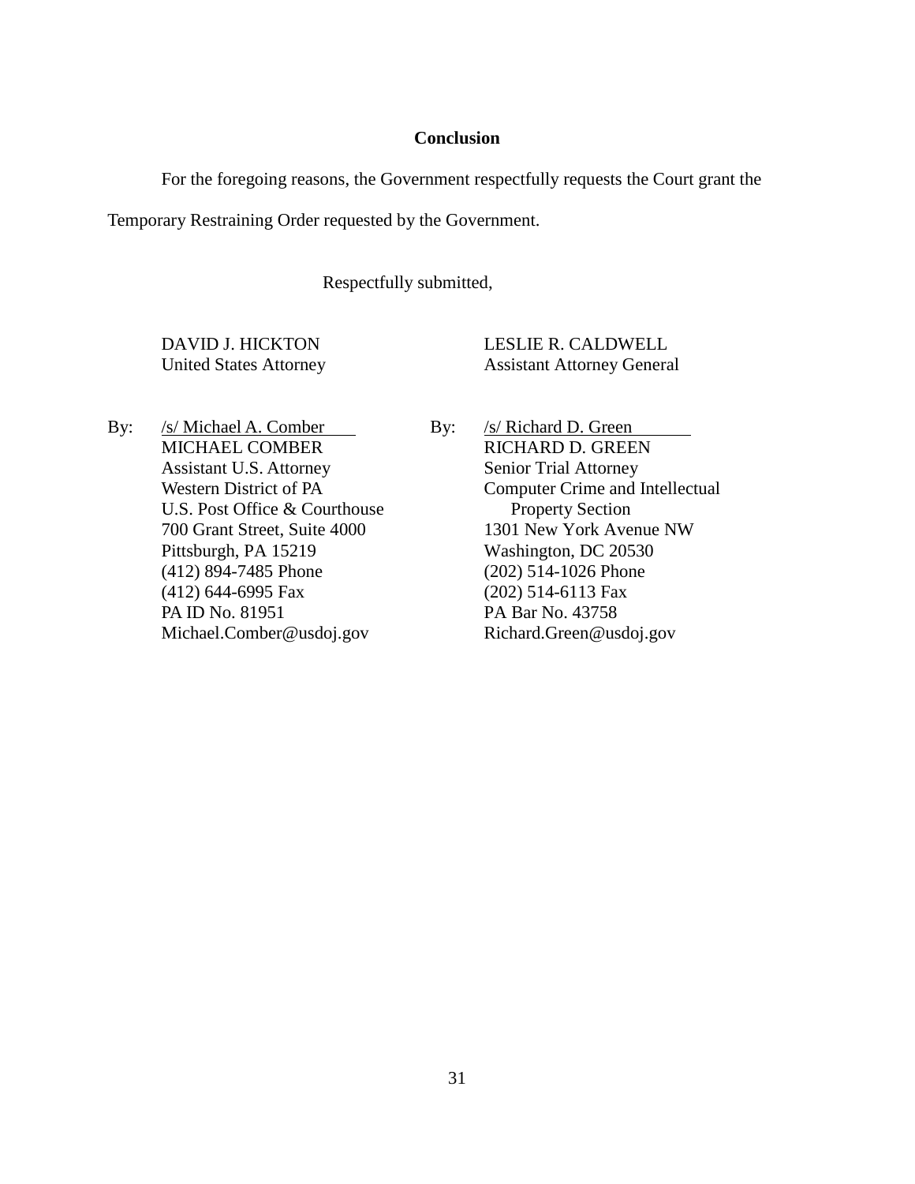**Conclusion**

For the foregoing reasons, the Government respectfully requests the Court grant the Temporary Restraining Order requested by the Government.

Respectfully submitted,

DAVID J. HICKTON
United States Attorney

By: /s/ Michael A. Comber
MICHAEL COMBER
Assistant U.S. Attorney
Western District of PA
U.S. Post Office & Courthouse
700 Grant Street, Suite 4000
Pittsburgh, PA 15219
(412) 894-7485 Phone
(412) 644-6995 Fax
PA ID No. 81951
Michael.Comber@usdoj.gov

LESLIE R. CALDWELL
Assistant Attorney General

By: /s/ Richard D. Green
RICHARD D. GREEN
Senior Trial Attorney
Computer Crime and Intellectual Property Section
1301 New York Avenue NW
Washington, DC 20530
(202) 514-1026 Phone
(202) 514-6113 Fax
PA Bar No. 43758
Richard.Green@usdoj.gov